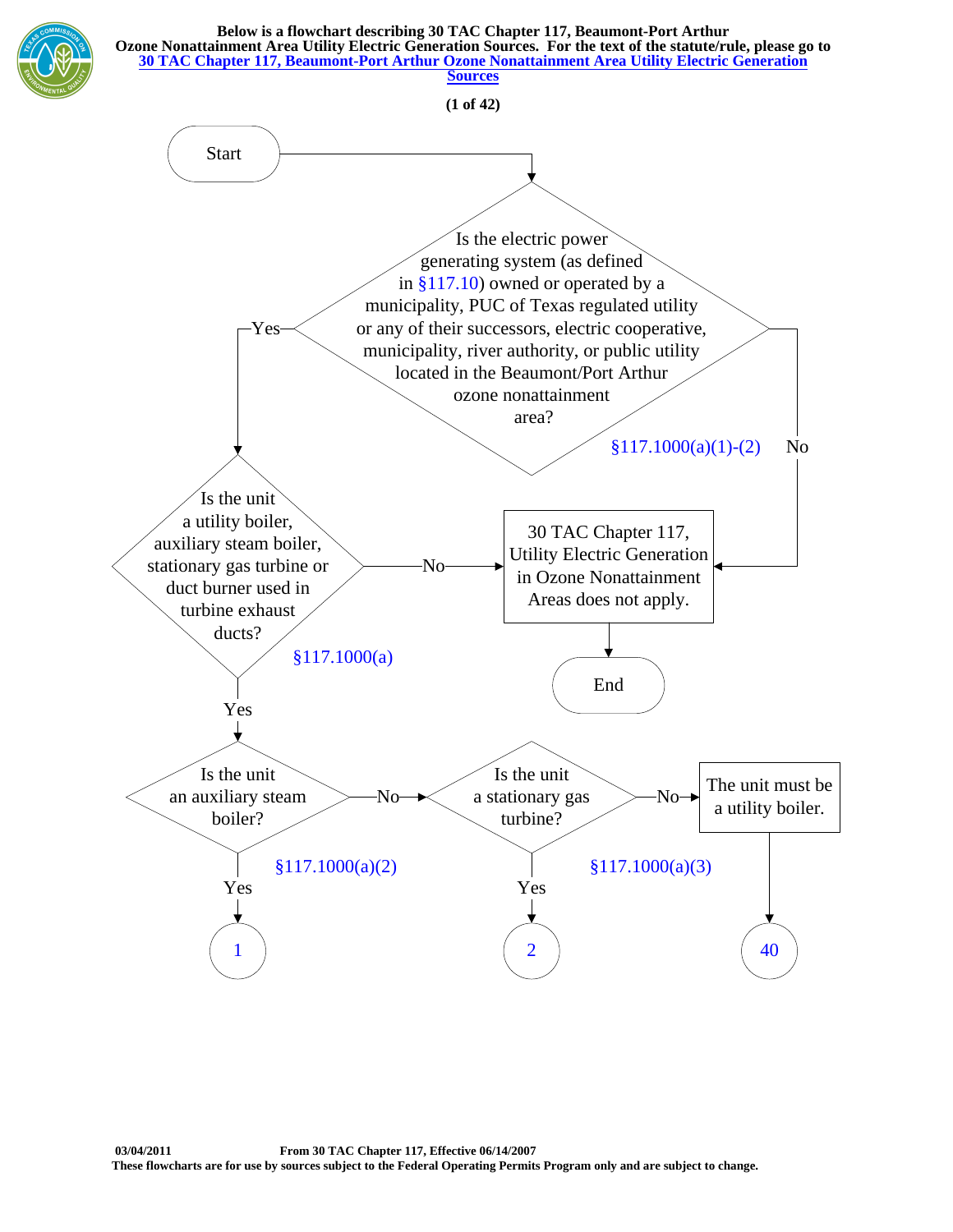**Below is a flowchart describing 30 TAC Chapter 117, Beaumont-Port Arthur Ozone Nonattainment Area Utility Electric Generation Sources. For the text of the statute/rule, please go to 30 TAC Chapter 117, Beaumont-Port Arthur Ozone Nonattainment Area Utility Electric Generation Sources**

**(1 of 42)**

Start

Is the electric power generating system (as defined in §117.10) owned or operated by a municipality, PUC of Texas regulated utility or any of their successors, electric cooperative, municipality, river authority, or public utility located in the Beaumont/Port Arthur ozone nonattainment area? §117.1000(a)(1)-(2)

- No → 30 TAC Chapter 117, Utility Electric Generation in Ozone Nonattainment Areas does not apply. → End
- Yes → Is the unit a utility boiler, auxiliary steam boiler, stationary gas turbine or duct burner used in turbine exhaust ducts? §117.1000(a)
  - No → 30 TAC Chapter 117, Utility Electric Generation in Ozone Nonattainment Areas does not apply. → End
  - Yes → Is the unit an auxiliary steam boiler? §117.1000(a)(2)
    - Yes → 1
    - No → Is the unit a stationary gas turbine? §117.1000(a)(3)
      - Yes → 2
      - No → The unit must be a utility boiler. → 40

03/04/2011 From 30 TAC Chapter 117, Effective 06/14/2007

These flowcharts are for use by sources subject to the Federal Operating Permits Program only and are subject to change.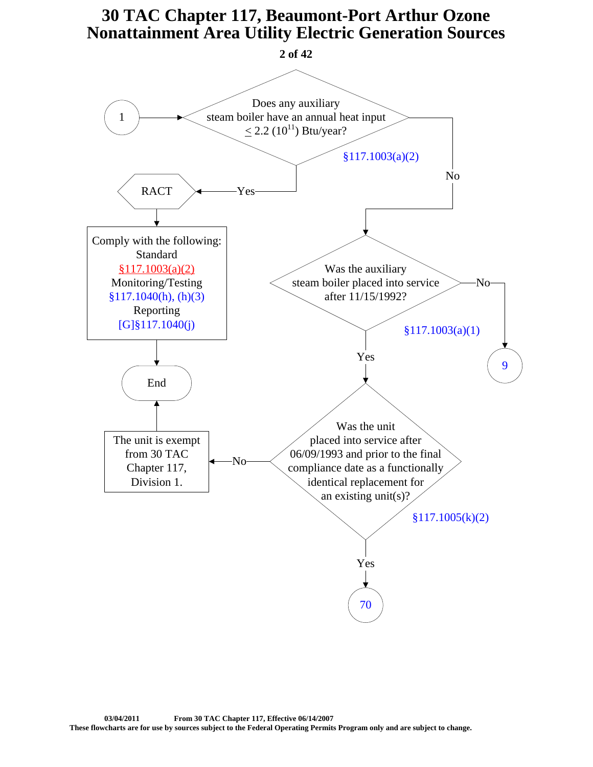# 30 TAC Chapter 117, Beaumont-Port Arthur Ozone Nonattainment Area Utility Electric Generation Sources

**1** → Does any auxiliary steam boiler have an annual heat input $\leq$ 2.2 ($10^{11}$) Btu/year? §117.1003(a)(2)

- **Yes** → **RACT**
  - Comply with the following:
    - Standard: §117.1003(a)(2)
    - Monitoring/Testing: §117.1040(h), (h)(3)
    - Reporting: [G]§117.1040(j)
  - → **End**
- **No** → Was the auxiliary steam boiler placed into service after 11/15/1992? §117.1003(a)(1)
  - **No** → **9**
  - **Yes** → Was the unit placed into service after 06/09/1993 and prior to the final compliance date as a functionally identical replacement for an existing unit(s)? §117.1005(k)(2)
    - **No** → The unit is exempt from 30 TAC Chapter 117, Division 1. → **End**
    - **Yes** → **70**

03/04/2011 From 30 TAC Chapter 117, Effective 06/14/2007

These flowcharts are for use by sources subject to the Federal Operating Permits Program only and are subject to change.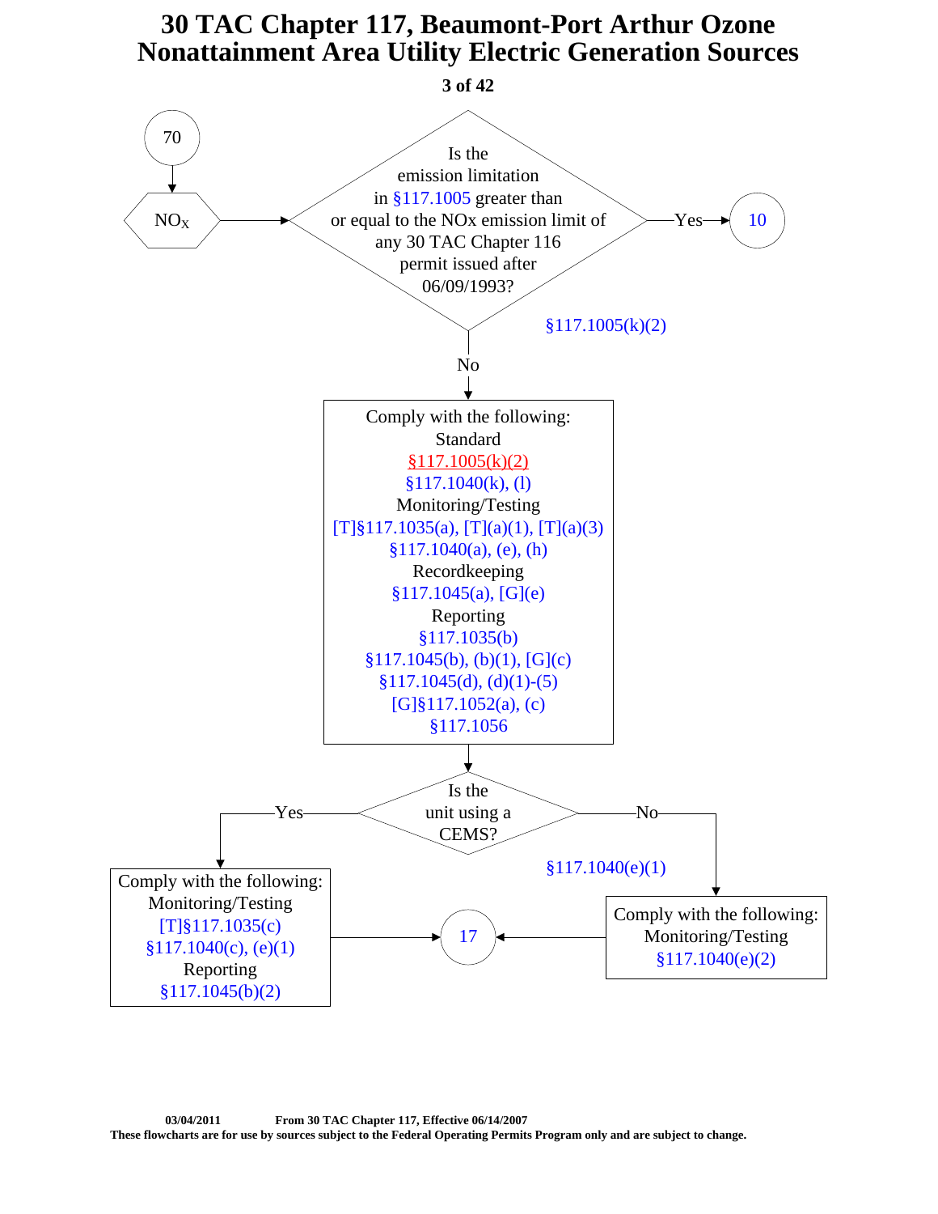# 30 TAC Chapter 117, Beaumont-Port Arthur Ozone Nonattainment Area Utility Electric Generation Sources

70

$NO_X$

Is the emission limitation in §117.1005 greater than or equal to the NOx emission limit of any 30 TAC Chapter 116 permit issued after 06/09/1993?

§117.1005(k)(2)

Yes → 10

No ↓

Comply with the following:

Standard
§117.1005(k)(2)
§117.1040(k), (l)

Monitoring/Testing
[T]§117.1035(a), [T](a)(1), [T](a)(3)
§117.1040(a), (e), (h)

Recordkeeping
§117.1045(a), [G](e)

Reporting
§117.1035(b)
§117.1045(b), (b)(1), [G](c)
§117.1045(d), (d)(1)-(5)
[G]§117.1052(a), (c)
§117.1056

Is the unit using a CEMS?

§117.1040(e)(1)

Yes ↓

Comply with the following:

Monitoring/Testing
[T]§117.1035(c)
§117.1040(c), (e)(1)

Reporting
§117.1045(b)(2)

→ 17

No ↓

Comply with the following:

Monitoring/Testing
§117.1040(e)(2)

→ 17

03/04/2011 From 30 TAC Chapter 117, Effective 06/14/2007

These flowcharts are for use by sources subject to the Federal Operating Permits Program only and are subject to change.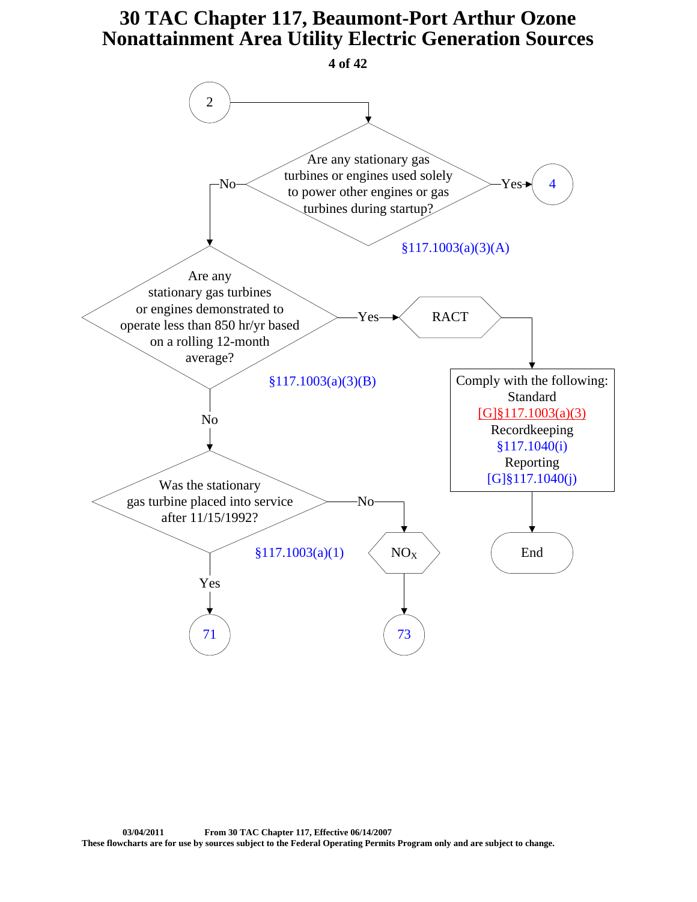# 30 TAC Chapter 117, Beaumont-Port Arthur Ozone Nonattainment Area Utility Electric Generation Sources

**4 of 42**

(2) → **Are any stationary gas turbines or engines used solely to power other engines or gas turbines during startup?** §117.1003(a)(3)(A)

- Yes → (4)
- No → **Are any stationary gas turbines or engines demonstrated to operate less than 850 hr/yr based on a rolling 12-month average?** §117.1003(a)(3)(B)
  - Yes → RACT → Comply with the following:
    - Standard [G]§117.1003(a)(3)
    - Recordkeeping §117.1040(i)
    - Reporting [G]§117.1040(j)
    - → End
  - No → **Was the stationary gas turbine placed into service after 11/15/1992?** §117.1003(a)(1)
    - Yes → (71)
    - No → $NO_X$ → (73)

03/04/2011 From 30 TAC Chapter 117, Effective 06/14/2007

These flowcharts are for use by sources subject to the Federal Operating Permits Program only and are subject to change.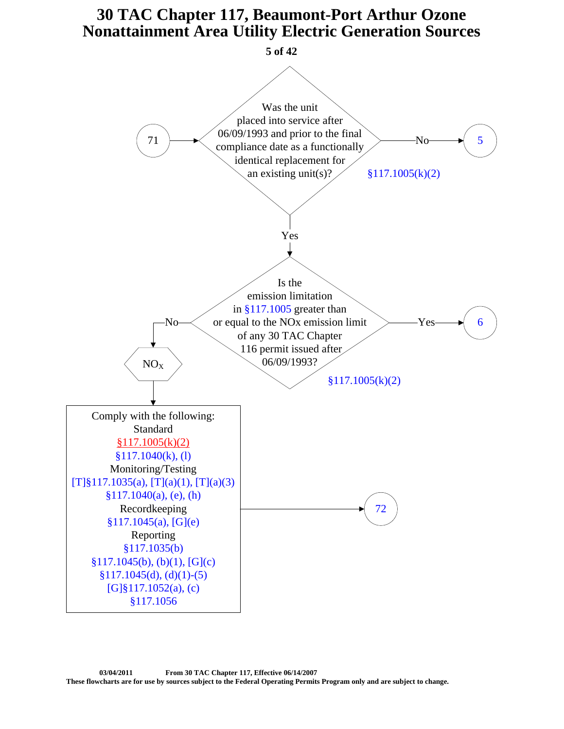# 30 TAC Chapter 117, Beaumont-Port Arthur Ozone Nonattainment Area Utility Electric Generation Sources

71 → Was the unit placed into service after 06/09/1993 and prior to the final compliance date as a functionally identical replacement for an existing unit(s)? §117.1005(k)(2)

- No → 5
- Yes → Is the emission limitation in §117.1005 greater than or equal to the NOx emission limit of any 30 TAC Chapter 116 permit issued after 06/09/1993? §117.1005(k)(2)
  - Yes → 6
  - No → $NO_X$ → Comply with the following → 72

Comply with the following:

Standard
§117.1005(k)(2)
§117.1040(k), (l)

Monitoring/Testing
[T]§117.1035(a), [T](a)(1), [T](a)(3)
§117.1040(a), (e), (h)

Recordkeeping
§117.1045(a), [G](e)

Reporting
§117.1035(b)
§117.1045(b), (b)(1), [G](c)
§117.1045(d), (d)(1)-(5)
[G]§117.1052(a), (c)
§117.1056

03/04/2011 From 30 TAC Chapter 117, Effective 06/14/2007

These flowcharts are for use by sources subject to the Federal Operating Permits Program only and are subject to change.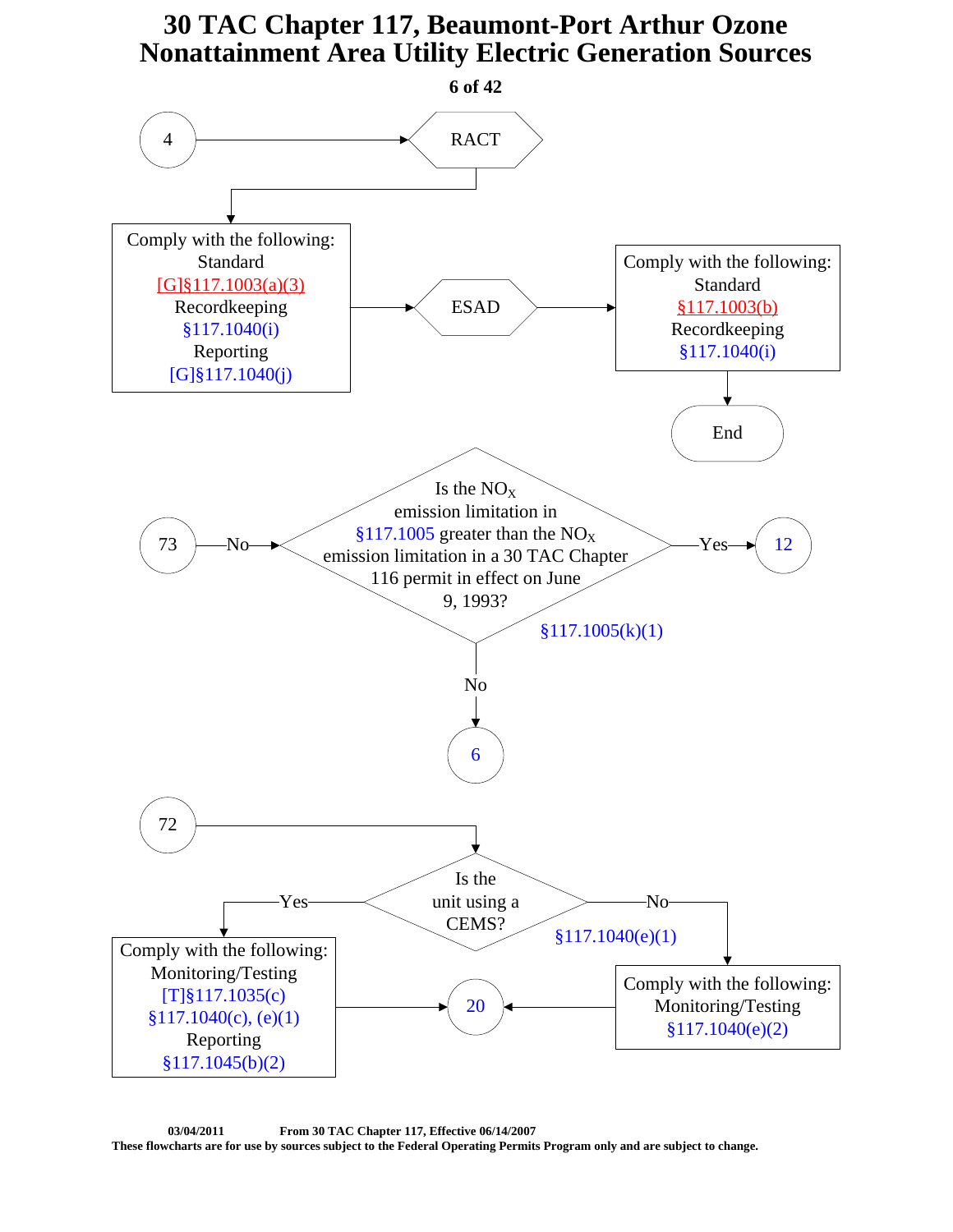# 30 TAC Chapter 117, Beaumont-Port Arthur Ozone Nonattainment Area Utility Electric Generation Sources

**4** → **RACT**

Comply with the following:
Standard
[G]§117.1003(a)(3)
Recordkeeping
§117.1040(i)
Reporting
[G]§117.1040(j)

→ **ESAD** →

Comply with the following:
Standard
§117.1003(b)
Recordkeeping
§117.1040(i)

→ **End**

**73** —No→ Is the $NO_X$ emission limitation in §117.1005 greater than the $NO_X$ emission limitation in a 30 TAC Chapter 116 permit in effect on June 9, 1993? §117.1005(k)(1)

- Yes → **12**
- No → **6**

**72** → Is the unit using a CEMS? §117.1040(e)(1)

- Yes → Comply with the following:
  Monitoring/Testing
  [T]§117.1035(c)
  §117.1040(c), (e)(1)
  Reporting
  §117.1045(b)(2)
  → **20**
- No → Comply with the following:
  Monitoring/Testing
  §117.1040(e)(2)
  → **20**

03/04/2011 From 30 TAC Chapter 117, Effective 06/14/2007
These flowcharts are for use by sources subject to the Federal Operating Permits Program only and are subject to change.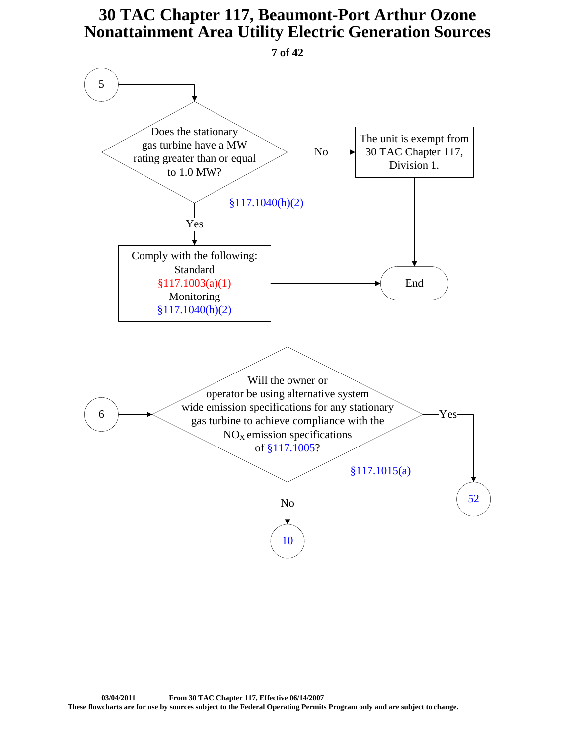# 30 TAC Chapter 117, Beaumont-Port Arthur Ozone Nonattainment Area Utility Electric Generation Sources

**5**

**Does the stationary gas turbine have a MW rating greater than or equal to 1.0 MW?** §117.1040(h)(2)

- **No** → The unit is exempt from 30 TAC Chapter 117, Division 1. → End
- **Yes** → Comply with the following:
  - Standard §117.1003(a)(1)
  - Monitoring §117.1040(h)(2)
  
  → End

**6**

**Will the owner or operator be using alternative system wide emission specifications for any stationary gas turbine to achieve compliance with the $NO_X$ emission specifications of §117.1005?** §117.1015(a)

- **Yes** → 52
- **No** → 10

03/04/2011 From 30 TAC Chapter 117, Effective 06/14/2007

These flowcharts are for use by sources subject to the Federal Operating Permits Program only and are subject to change.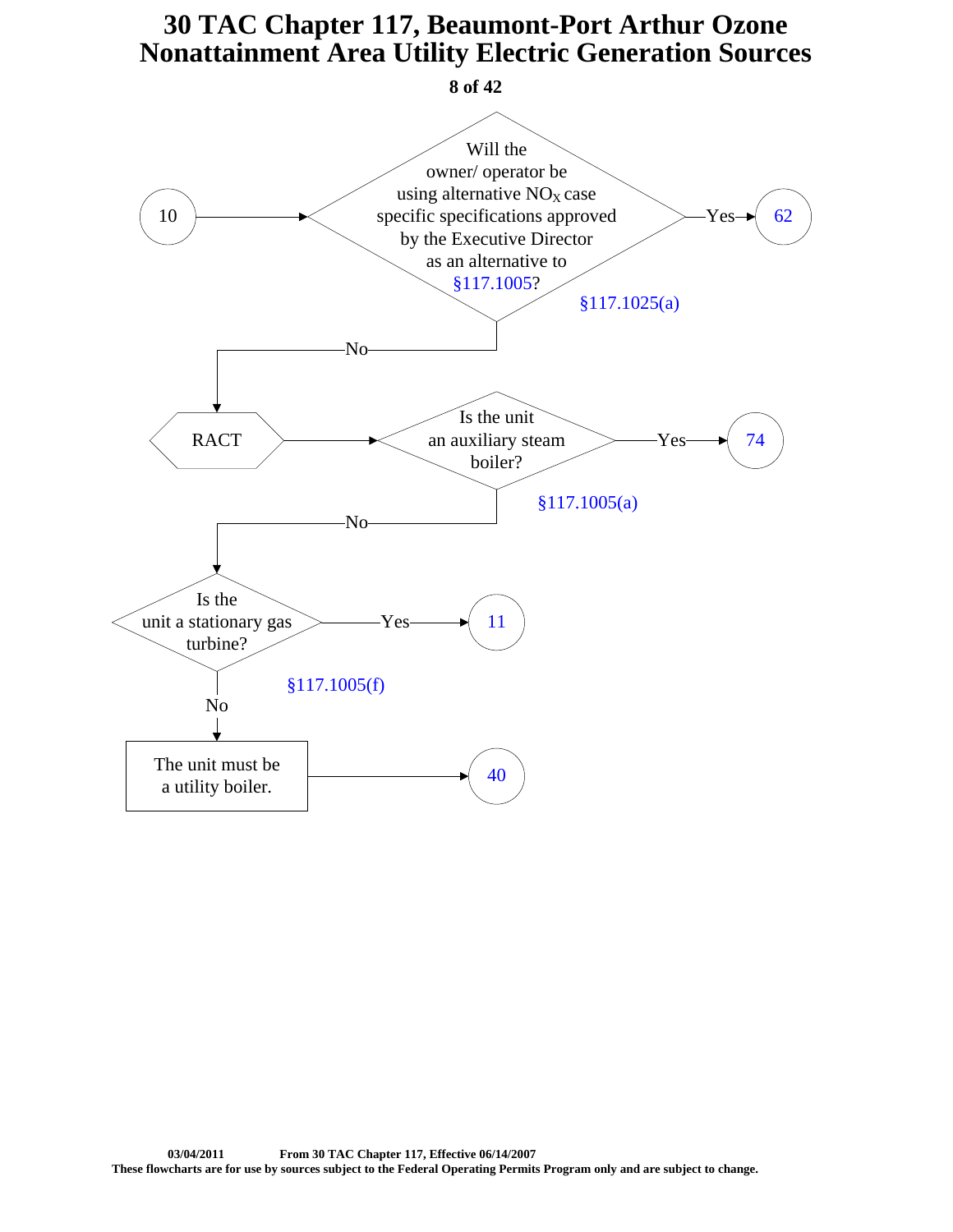# 30 TAC Chapter 117, Beaumont-Port Arthur Ozone Nonattainment Area Utility Electric Generation Sources

10 → Will the owner/ operator be using alternative $NO_X$ case specific specifications approved by the Executive Director as an alternative to §117.1005? (§117.1025(a))

- Yes → 62
- No → RACT

RACT → Is the unit an auxiliary steam boiler? (§117.1005(a))

- Yes → 74
- No → Is the unit a stationary gas turbine? (§117.1005(f))
  - Yes → 11
  - No → The unit must be a utility boiler. → 40

03/04/2011 From 30 TAC Chapter 117, Effective 06/14/2007

These flowcharts are for use by sources subject to the Federal Operating Permits Program only and are subject to change.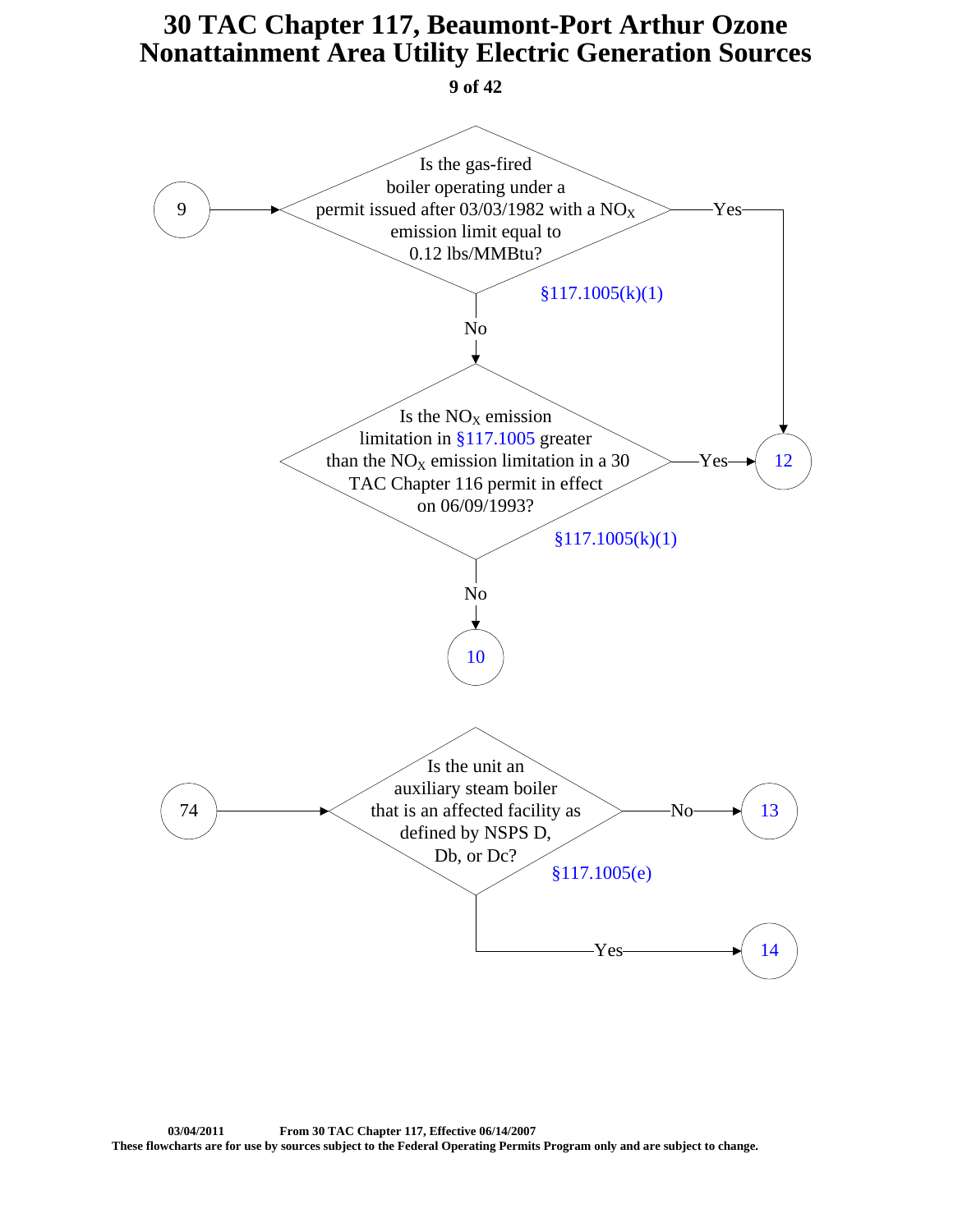# 30 TAC Chapter 117, Beaumont-Port Arthur Ozone Nonattainment Area Utility Electric Generation Sources

**9** → Is the gas-fired boiler operating under a permit issued after 03/03/1982 with a $NO_X$ emission limit equal to 0.12 lbs/MMBtu? §117.1005(k)(1)

- Yes → **12**
- No → Is the $NO_X$ emission limitation in §117.1005 greater than the $NO_X$ emission limitation in a 30 TAC Chapter 116 permit in effect on 06/09/1993? §117.1005(k)(1)
  - Yes → **12**
  - No → **10**

**74** → Is the unit an auxiliary steam boiler that is an affected facility as defined by NSPS D, Db, or Dc? §117.1005(e)

- No → **13**
- Yes → **14**

03/04/2011 From 30 TAC Chapter 117, Effective 06/14/2007

**These flowcharts are for use by sources subject to the Federal Operating Permits Program only and are subject to change.**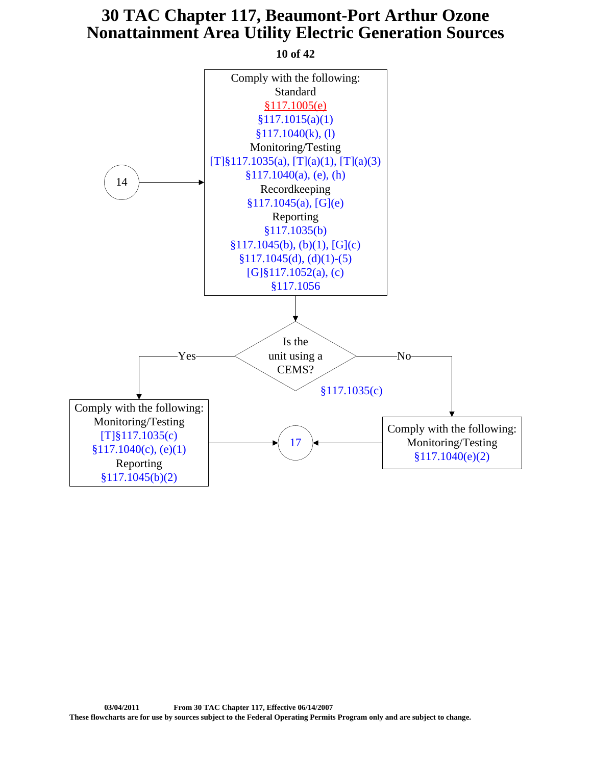# 30 TAC Chapter 117, Beaumont-Port Arthur Ozone Nonattainment Area Utility Electric Generation Sources

14 →

**Comply with the following:**

Standard
§117.1005(e)
§117.1015(a)(1)
§117.1040(k), (l)

Monitoring/Testing
[T]§117.1035(a), [T](a)(1), [T](a)(3)
§117.1040(a), (e), (h)

Recordkeeping
§117.1045(a), [G](e)

Reporting
§117.1035(b)
§117.1045(b), (b)(1), [G](c)
§117.1045(d), (d)(1)-(5)
[G]§117.1052(a), (c)
§117.1056

↓

**Is the unit using a CEMS?** §117.1035(c)

**Yes** → Comply with the following:

Monitoring/Testing
[T]§117.1035(c)
§117.1040(c), (e)(1)

Reporting
§117.1045(b)(2)

→ 17

**No** → Comply with the following:

Monitoring/Testing
§117.1040(e)(2)

→ 17

03/04/2011 From 30 TAC Chapter 117, Effective 06/14/2007

These flowcharts are for use by sources subject to the Federal Operating Permits Program only and are subject to change.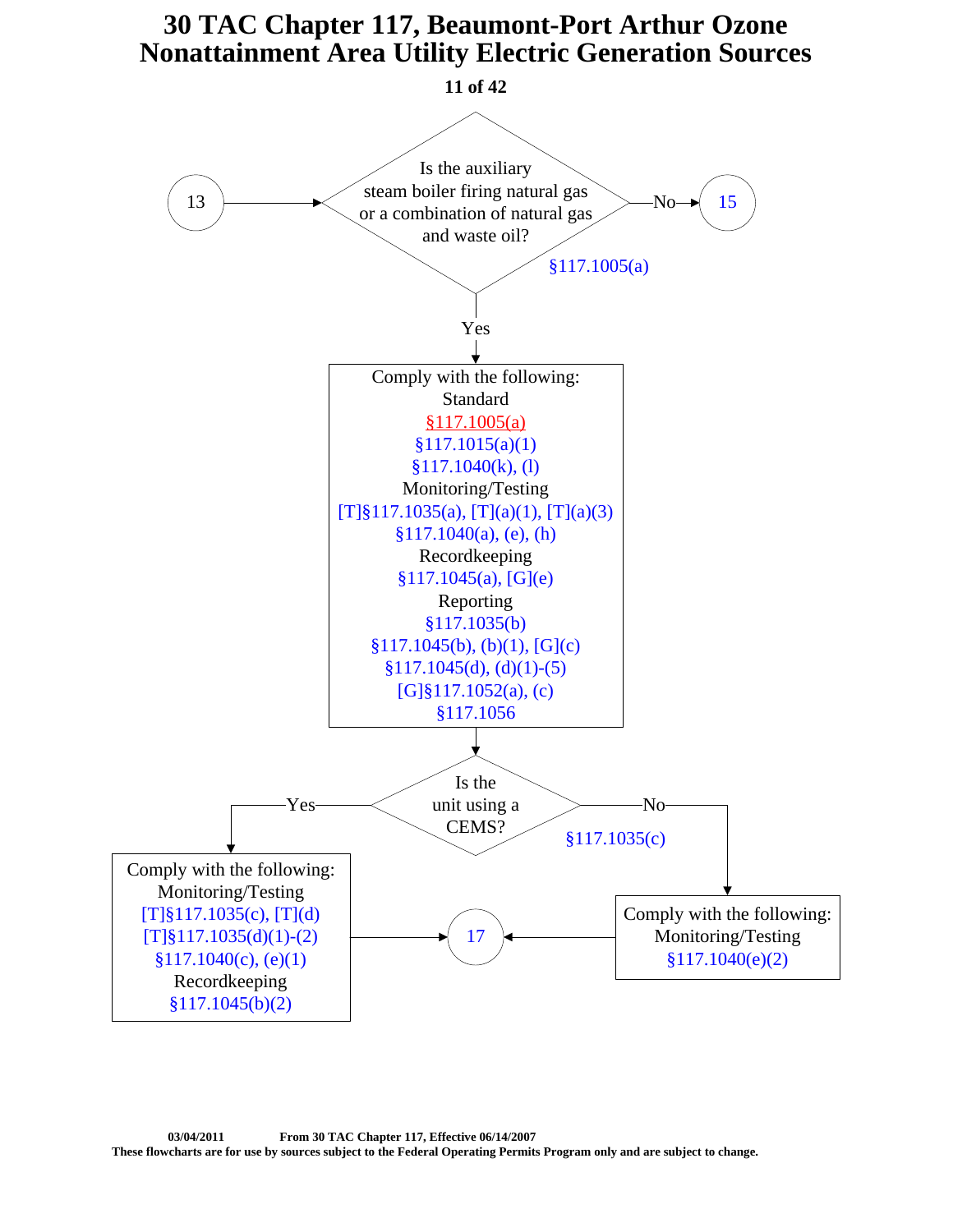# 30 TAC Chapter 117, Beaumont-Port Arthur Ozone Nonattainment Area Utility Electric Generation Sources

**From 13:**

**Is the auxiliary steam boiler firing natural gas or a combination of natural gas and waste oil?** §117.1005(a)

- **No** → 15
- **Yes** → Comply with the following:
  - Standard
    - §117.1005(a)
    - §117.1015(a)(1)
    - §117.1040(k), (l)
  - Monitoring/Testing
    - [T]§117.1035(a), [T](a)(1), [T](a)(3)
    - §117.1040(a), (e), (h)
  - Recordkeeping
    - §117.1045(a), [G](e)
  - Reporting
    - §117.1035(b)
    - §117.1045(b), (b)(1), [G](c)
    - §117.1045(d), (d)(1)-(5)
    - [G]§117.1052(a), (c)
    - §117.1056

**Is the unit using a CEMS?** §117.1035(c)

- **Yes** → Comply with the following:
  - Monitoring/Testing
    - [T]§117.1035(c), [T](d)
    - [T]§117.1035(d)(1)-(2)
    - §117.1040(c), (e)(1)
  - Recordkeeping
    - §117.1045(b)(2)
  - → 17
- **No** → Comply with the following:
  - Monitoring/Testing
    - §117.1040(e)(2)
  - → 17

03/04/2011 From 30 TAC Chapter 117, Effective 06/14/2007

These flowcharts are for use by sources subject to the Federal Operating Permits Program only and are subject to change.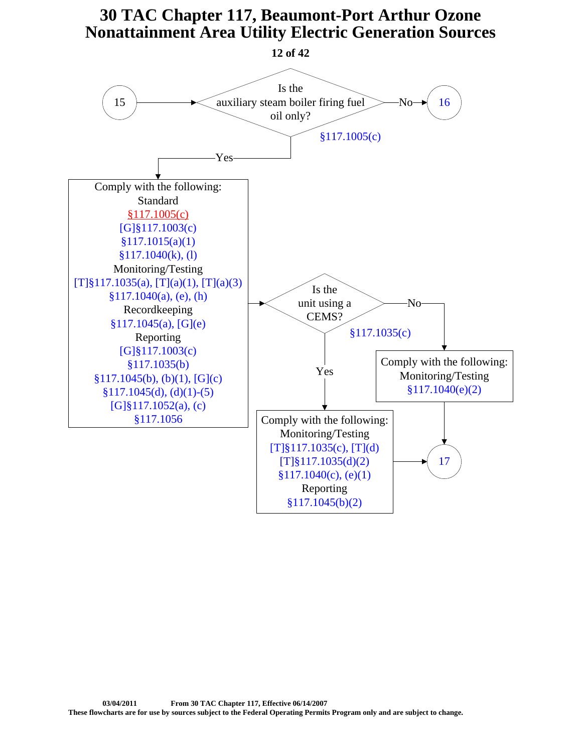# 30 TAC Chapter 117, Beaumont-Port Arthur Ozone Nonattainment Area Utility Electric Generation Sources

15 → **Is the auxiliary steam boiler firing fuel oil only?** §117.1005(c)

- **No** → 16
- **Yes** → Comply with the following:
  - Standard
    - §117.1005(c)
    - [G]§117.1003(c)
    - §117.1015(a)(1)
    - §117.1040(k), (l)
  - Monitoring/Testing
    - [T]§117.1035(a), [T](a)(1), [T](a)(3)
    - §117.1040(a), (e), (h)
  - Recordkeeping
    - §117.1045(a), [G](e)
  - Reporting
    - [G]§117.1003(c)
    - §117.1035(b)
    - §117.1045(b), (b)(1), [G](c)
    - §117.1045(d), (d)(1)-(5)
    - [G]§117.1052(a), (c)
    - §117.1056

→ **Is the unit using a CEMS?** §117.1035(c)

- **No** → Comply with the following:
  - Monitoring/Testing
    - §117.1040(e)(2)

  → 17
- **Yes** → Comply with the following:
  - Monitoring/Testing
    - [T]§117.1035(c), [T](d)
    - [T]§117.1035(d)(2)
    - §117.1040(c), (e)(1)
  - Reporting
    - §117.1045(b)(2)

  → 17

03/04/2011 From 30 TAC Chapter 117, Effective 06/14/2007

These flowcharts are for use by sources subject to the Federal Operating Permits Program only and are subject to change.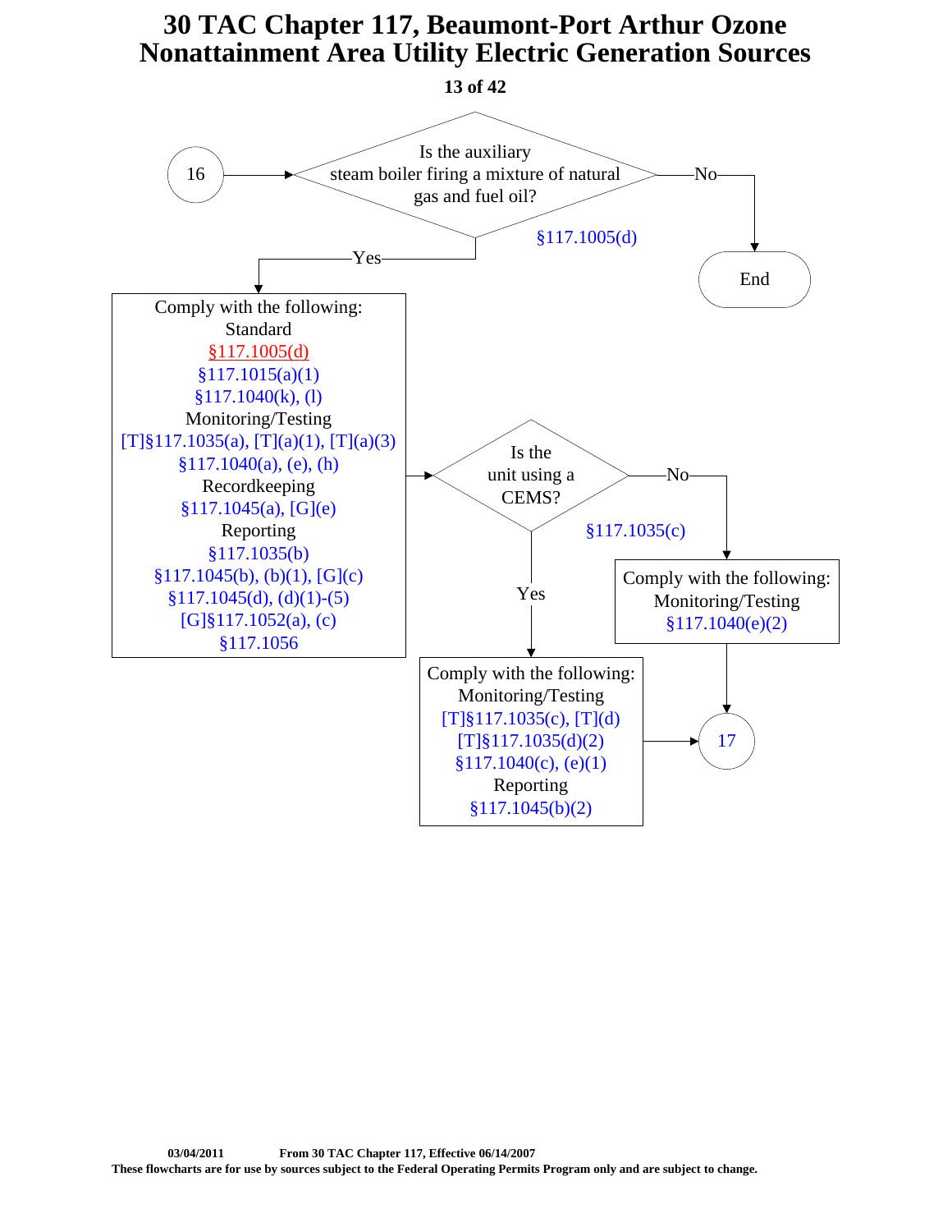# 30 TAC Chapter 117, Beaumont-Port Arthur Ozone Nonattainment Area Utility Electric Generation Sources

**16** → **Is the auxiliary steam boiler firing a mixture of natural gas and fuel oil?** §117.1005(d)

- **No** → End
- **Yes** → Comply with the following:
  - Standard
    - §117.1005(d)
    - §117.1015(a)(1)
    - §117.1040(k), (l)
  - Monitoring/Testing
    - [T]§117.1035(a), [T](a)(1), [T](a)(3)
    - §117.1040(a), (e), (h)
  - Recordkeeping
    - §117.1045(a), [G](e)
  - Reporting
    - §117.1035(b)
    - §117.1045(b), (b)(1), [G](c)
    - §117.1045(d), (d)(1)-(5)
    - [G]§117.1052(a), (c)
    - §117.1056

  → **Is the unit using a CEMS?** §117.1035(c)

  - **Yes** → Comply with the following:
    - Monitoring/Testing
      - [T]§117.1035(c), [T](d)
      - [T]§117.1035(d)(2)
      - §117.1040(c), (e)(1)
    - Reporting
      - §117.1045(b)(2)

    → **17**
  - **No** → Comply with the following:
    - Monitoring/Testing
      - §117.1040(e)(2)

    → **17**

03/04/2011 From 30 TAC Chapter 117, Effective 06/14/2007

These flowcharts are for use by sources subject to the Federal Operating Permits Program only and are subject to change.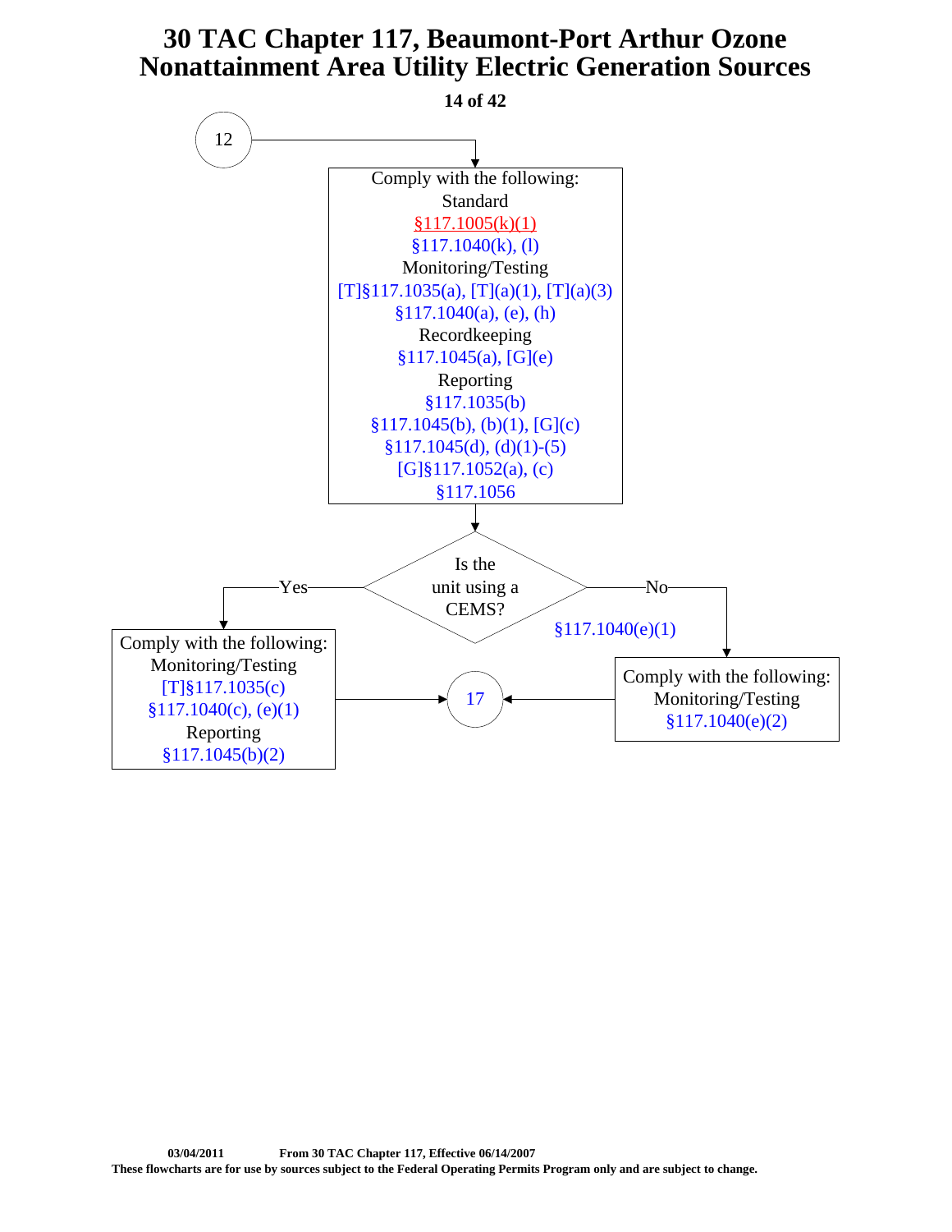# 30 TAC Chapter 117, Beaumont-Port Arthur Ozone Nonattainment Area Utility Electric Generation Sources

12

Comply with the following:

Standard

§117.1005(k)(1)

§117.1040(k), (l)

Monitoring/Testing

[T]§117.1035(a), [T](a)(1), [T](a)(3)

§117.1040(a), (e), (h)

Recordkeeping

§117.1045(a), [G](e)

Reporting

§117.1035(b)

§117.1045(b), (b)(1), [G](c)

§117.1045(d), (d)(1)-(5)

[G]§117.1052(a), (c)

§117.1056

Is the unit using a CEMS?

§117.1040(e)(1)

**Yes:**

Comply with the following:

Monitoring/Testing

[T]§117.1035(c)

§117.1040(c), (e)(1)

Reporting

§117.1045(b)(2)

→ 17

**No:**

Comply with the following:

Monitoring/Testing

§117.1040(e)(2)

→ 17

03/04/2011 From 30 TAC Chapter 117, Effective 06/14/2007

These flowcharts are for use by sources subject to the Federal Operating Permits Program only and are subject to change.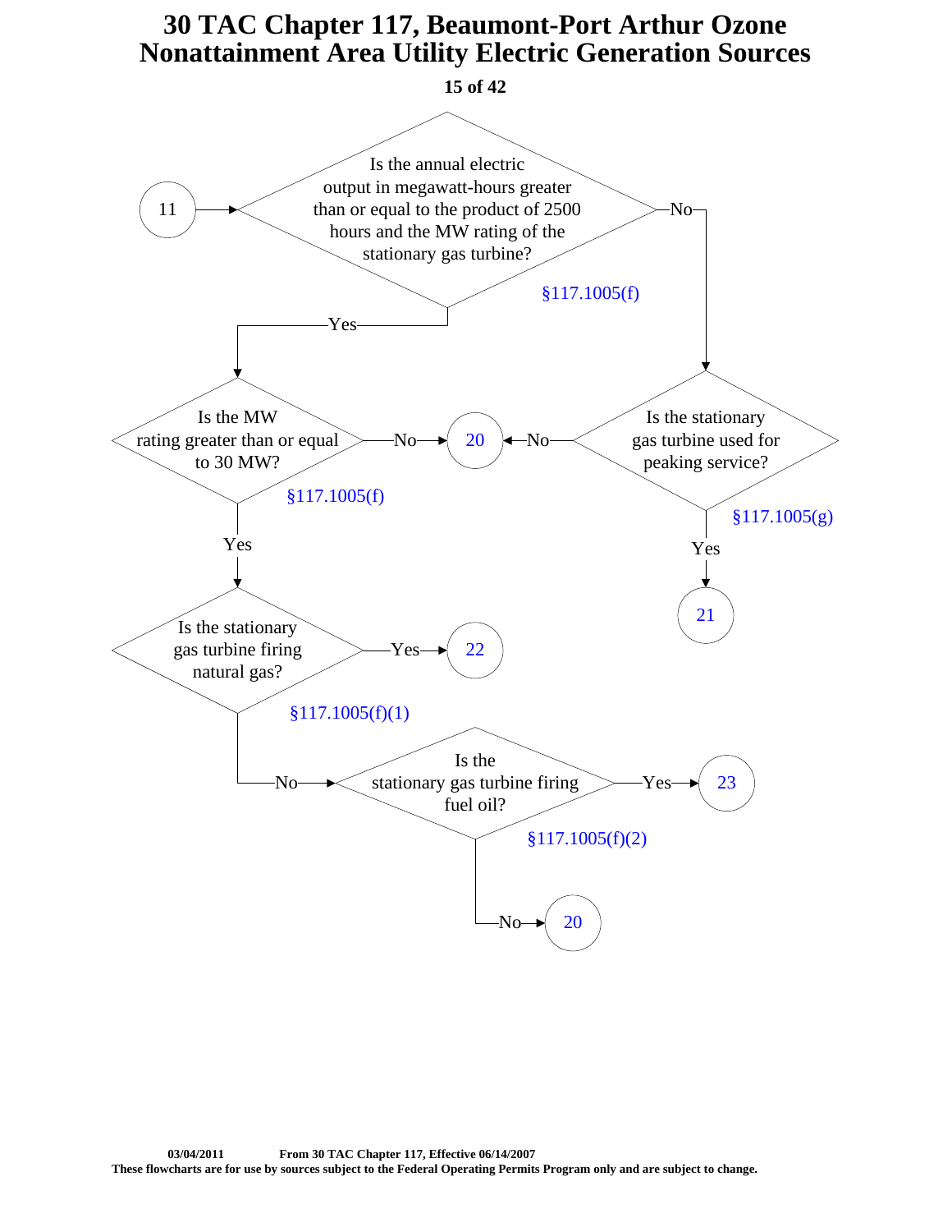# 30 TAC Chapter 117, Beaumont-Port Arthur Ozone Nonattainment Area Utility Electric Generation Sources

From 11:

**Is the annual electric output in megawatt-hours greater than or equal to the product of 2500 hours and the MW rating of the stationary gas turbine?** §117.1005(f)

- Yes → **Is the MW rating greater than or equal to 30 MW?** §117.1005(f)
  - No → 20
  - Yes → **Is the stationary gas turbine firing natural gas?** §117.1005(f)(1)
    - Yes → 22
    - No → **Is the stationary gas turbine firing fuel oil?** §117.1005(f)(2)
      - Yes → 23
      - No → 20
- No → **Is the stationary gas turbine used for peaking service?** §117.1005(g)
  - No → 20
  - Yes → 21

03/04/2011 From 30 TAC Chapter 117, Effective 06/14/2007

These flowcharts are for use by sources subject to the Federal Operating Permits Program only and are subject to change.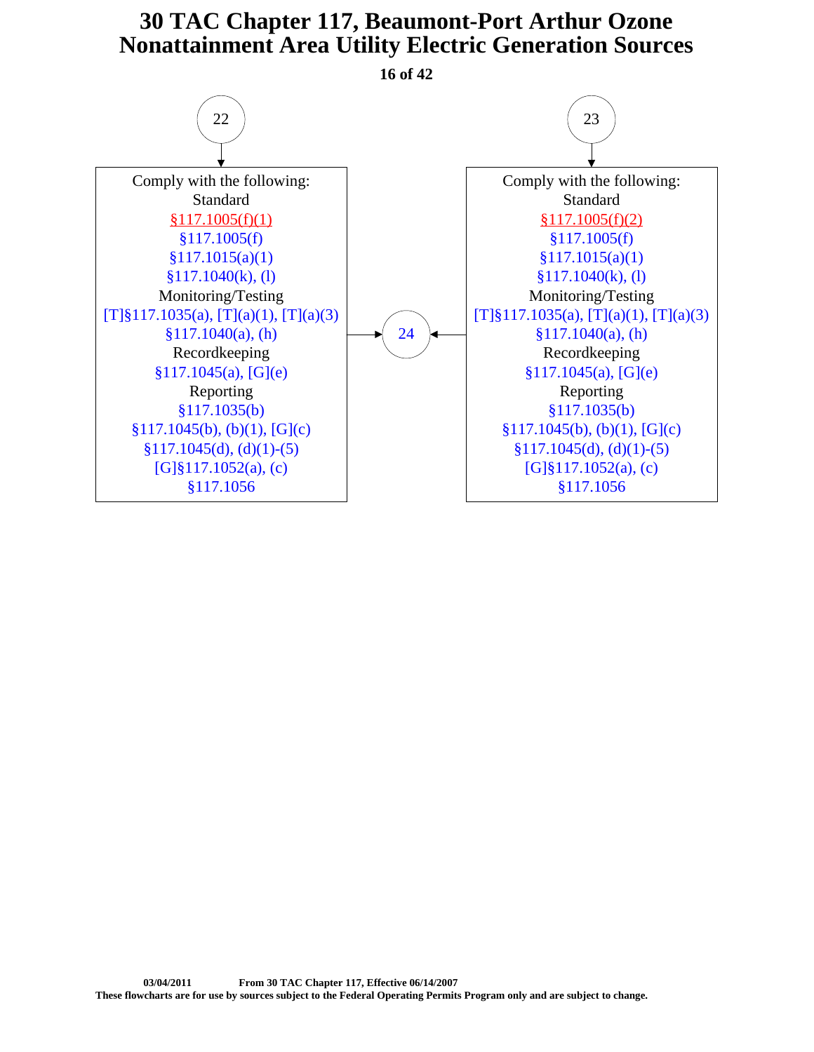# 30 TAC Chapter 117, Beaumont-Port Arthur Ozone Nonattainment Area Utility Electric Generation Sources

(22) →

Comply with the following:
Standard
§117.1005(f)(1)
§117.1005(f)
§117.1015(a)(1)
§117.1040(k), (l)
Monitoring/Testing
[T]§117.1035(a), [T](a)(1), [T](a)(3)
§117.1040(a), (h)
Recordkeeping
§117.1045(a), [G](e)
Reporting
§117.1035(b)
§117.1045(b), (b)(1), [G](c)
§117.1045(d), (d)(1)-(5)
[G]§117.1052(a), (c)
§117.1056

→ (24)

(23) →

Comply with the following:
Standard
§117.1005(f)(2)
§117.1005(f)
§117.1015(a)(1)
§117.1040(k), (l)
Monitoring/Testing
[T]§117.1035(a), [T](a)(1), [T](a)(3)
§117.1040(a), (h)
Recordkeeping
§117.1045(a), [G](e)
Reporting
§117.1035(b)
§117.1045(b), (b)(1), [G](c)
§117.1045(d), (d)(1)-(5)
[G]§117.1052(a), (c)
§117.1056

→ (24)

**03/04/2011** **From 30 TAC Chapter 117, Effective 06/14/2007**
**These flowcharts are for use by sources subject to the Federal Operating Permits Program only and are subject to change.**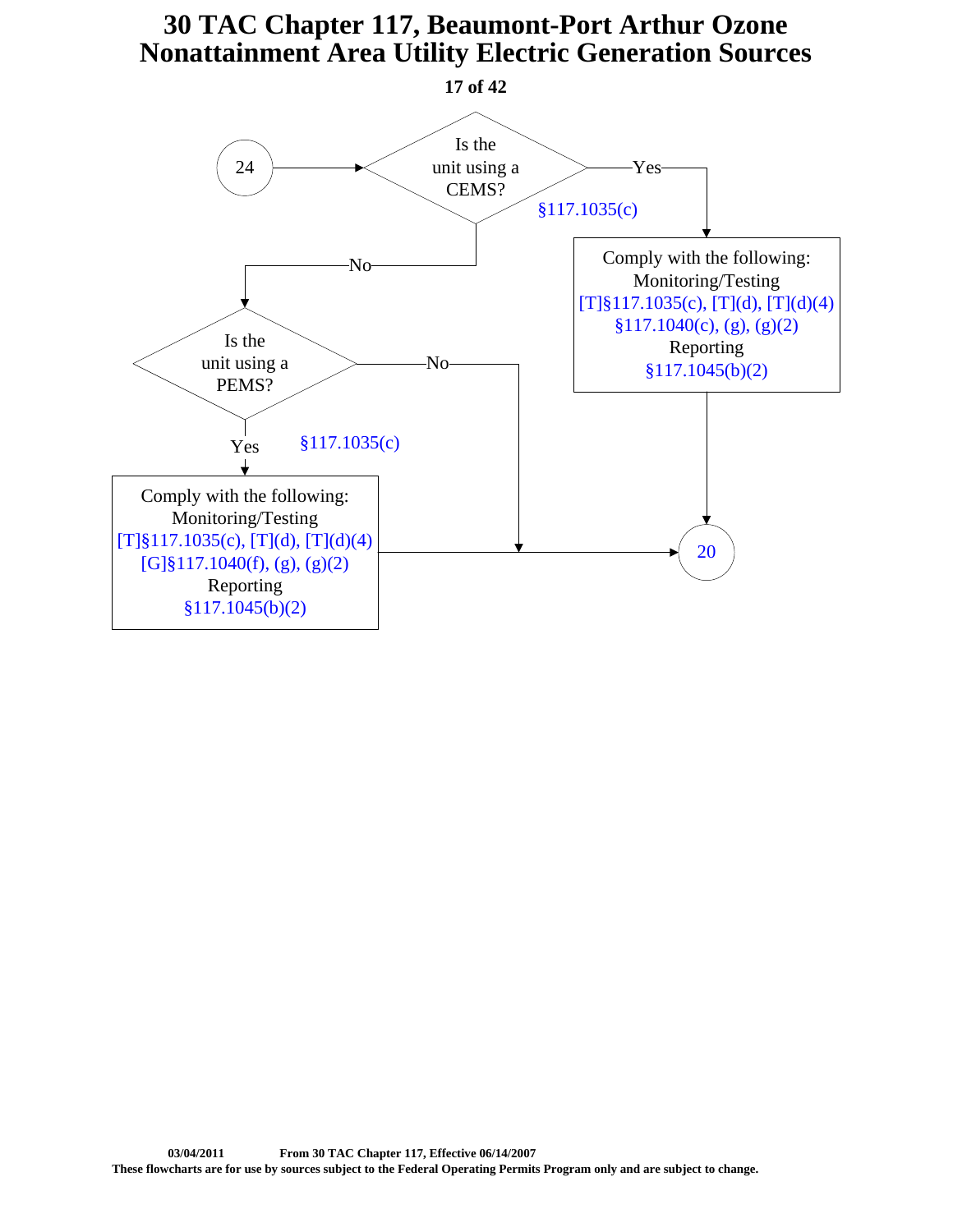# 30 TAC Chapter 117, Beaumont-Port Arthur Ozone Nonattainment Area Utility Electric Generation Sources

24 → Is the unit using a CEMS? §117.1035(c)

- Yes → Comply with the following:
  Monitoring/Testing
  [T]§117.1035(c), [T](d), [T](d)(4)
  §117.1040(c), (g), (g)(2)
  Reporting
  §117.1045(b)(2)
  → 20

- No → Is the unit using a PEMS? §117.1035(c)
  - Yes → Comply with the following:
    Monitoring/Testing
    [T]§117.1035(c), [T](d), [T](d)(4)
    [G]§117.1040(f), (g), (g)(2)
    Reporting
    §117.1045(b)(2)
    → 20
  - No → 20

03/04/2011 From 30 TAC Chapter 117, Effective 06/14/2007

These flowcharts are for use by sources subject to the Federal Operating Permits Program only and are subject to change.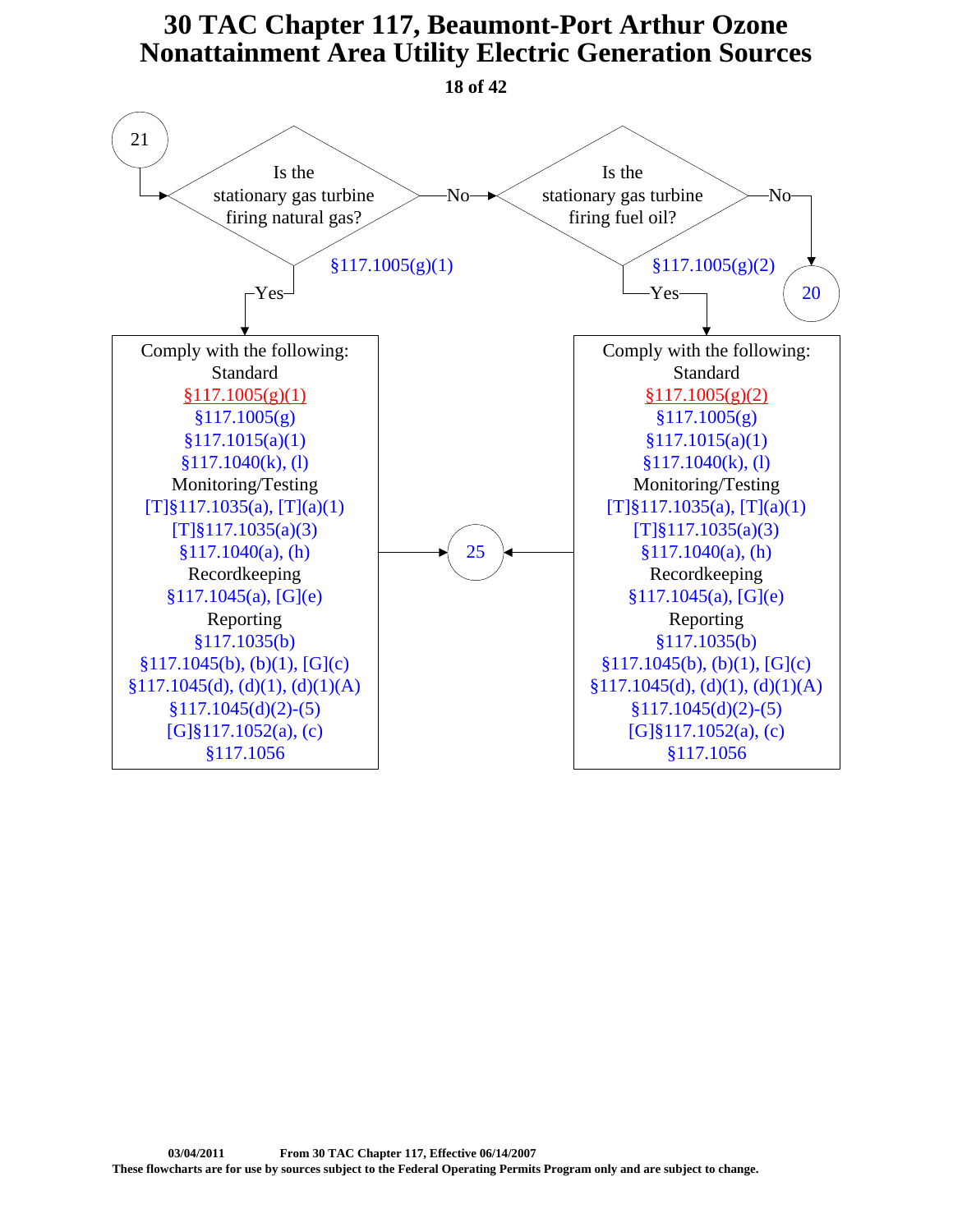# 30 TAC Chapter 117, Beaumont-Port Arthur Ozone Nonattainment Area Utility Electric Generation Sources

**21** → Is the stationary gas turbine firing natural gas? (§117.1005(g)(1))

- **Yes** → Comply with the following:
  - Standard
    - §117.1005(g)(1)
    - §117.1005(g)
    - §117.1015(a)(1)
    - §117.1040(k), (l)
  - Monitoring/Testing
    - [T]§117.1035(a), [T](a)(1)
    - [T]§117.1035(a)(3)
    - §117.1040(a), (h)
  - Recordkeeping
    - §117.1045(a), [G](e)
  - Reporting
    - §117.1035(b)
    - §117.1045(b), (b)(1), [G](c)
    - §117.1045(d), (d)(1), (d)(1)(A)
    - §117.1045(d)(2)-(5)
    - [G]§117.1052(a), (c)
    - §117.1056

  → **25**

- **No** → Is the stationary gas turbine firing fuel oil? (§117.1005(g)(2))
  - **Yes** → Comply with the following:
    - Standard
      - §117.1005(g)(2)
      - §117.1005(g)
      - §117.1015(a)(1)
      - §117.1040(k), (l)
    - Monitoring/Testing
      - [T]§117.1035(a), [T](a)(1)
      - [T]§117.1035(a)(3)
      - §117.1040(a), (h)
    - Recordkeeping
      - §117.1045(a), [G](e)
    - Reporting
      - §117.1035(b)
      - §117.1045(b), (b)(1), [G](c)
      - §117.1045(d), (d)(1), (d)(1)(A)
      - §117.1045(d)(2)-(5)
      - [G]§117.1052(a), (c)
      - §117.1056

    → **25**
  - **No** → **20**

**03/04/2011** **From 30 TAC Chapter 117, Effective 06/14/2007**

**These flowcharts are for use by sources subject to the Federal Operating Permits Program only and are subject to change.**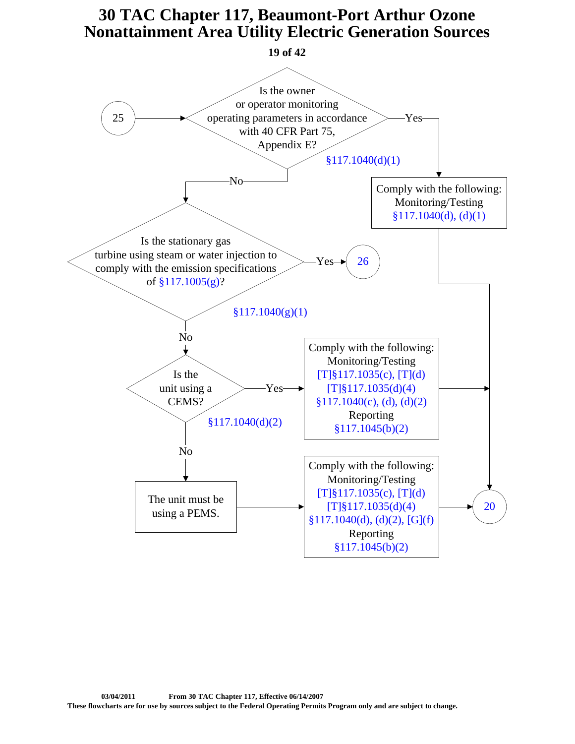# 30 TAC Chapter 117, Beaumont-Port Arthur Ozone Nonattainment Area Utility Electric Generation Sources

**From 25:**

**Is the owner or operator monitoring operating parameters in accordance with 40 CFR Part 75, Appendix E?** §117.1040(d)(1)

- **Yes** → Comply with the following:
  - Monitoring/Testing
    - §117.1040(d), (d)(1)
  - → Go to 20
- **No** → **Is the stationary gas turbine using steam or water injection to comply with the emission specifications of §117.1005(g)?** §117.1040(g)(1)
  - **Yes** → Go to 26
  - **No** → **Is the unit using a CEMS?** §117.1040(d)(2)
    - **Yes** → Comply with the following:
      - Monitoring/Testing
        - [T]§117.1035(c), [T](d)
        - [T]§117.1035(d)(4)
        - §117.1040(c), (d), (d)(2)
      - Reporting
        - §117.1045(b)(2)
      - → Go to 20
    - **No** → The unit must be using a PEMS.
      - Comply with the following:
        - Monitoring/Testing
          - [T]§117.1035(c), [T](d)
          - [T]§117.1035(d)(4)
          - §117.1040(d), (d)(2), [G](f)
        - Reporting
          - §117.1045(b)(2)
      - → Go to 20

03/04/2011 From 30 TAC Chapter 117, Effective 06/14/2007

These flowcharts are for use by sources subject to the Federal Operating Permits Program only and are subject to change.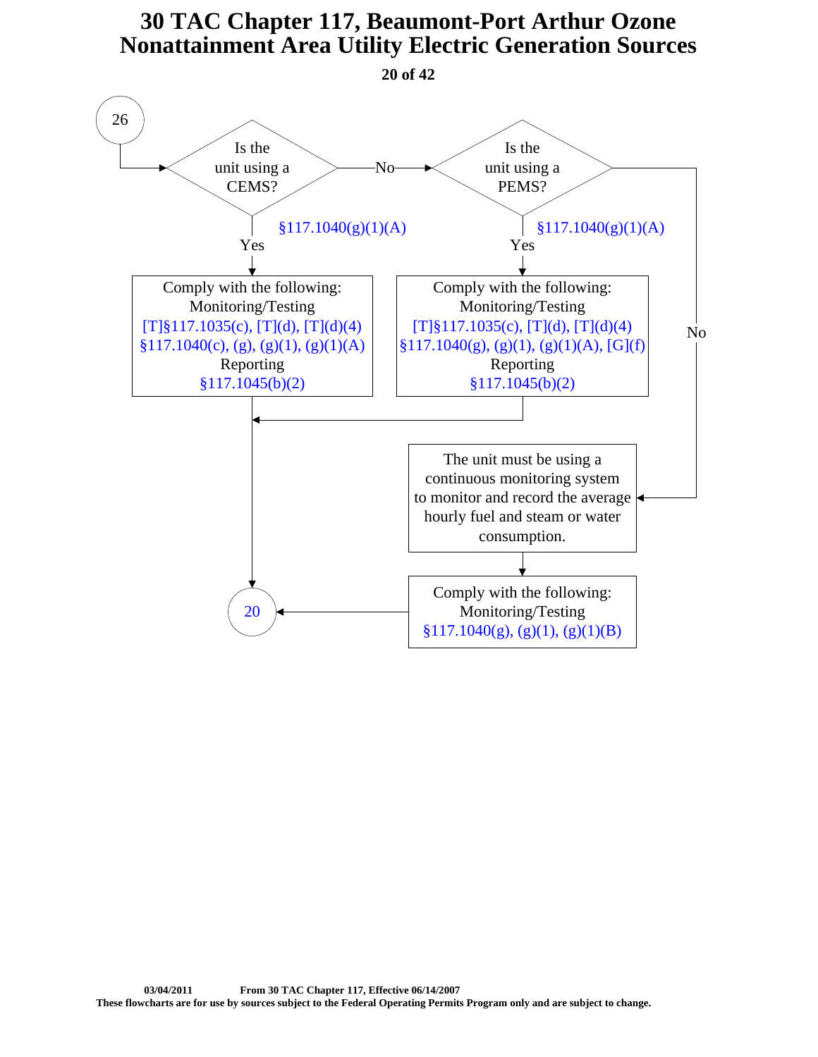# 30 TAC Chapter 117, Beaumont-Port Arthur Ozone Nonattainment Area Utility Electric Generation Sources

26

Is the unit using a CEMS? §117.1040(g)(1)(A)

- Yes → Comply with the following:
  Monitoring/Testing
  [T]§117.1035(c), [T](d), [T](d)(4)
  §117.1040(c), (g), (g)(1), (g)(1)(A)
  Reporting
  §117.1045(b)(2)
  → 20
- No → Is the unit using a PEMS? §117.1040(g)(1)(A)
  - Yes → Comply with the following:
    Monitoring/Testing
    [T]§117.1035(c), [T](d), [T](d)(4)
    §117.1040(g), (g)(1), (g)(1)(A), [G](f)
    Reporting
    §117.1045(b)(2)
    → 20
  - No → The unit must be using a continuous monitoring system to monitor and record the average hourly fuel and steam or water consumption.
    → Comply with the following:
    Monitoring/Testing
    §117.1040(g), (g)(1), (g)(1)(B)
    → 20

03/04/2011 From 30 TAC Chapter 117, Effective 06/14/2007

These flowcharts are for use by sources subject to the Federal Operating Permits Program only and are subject to change.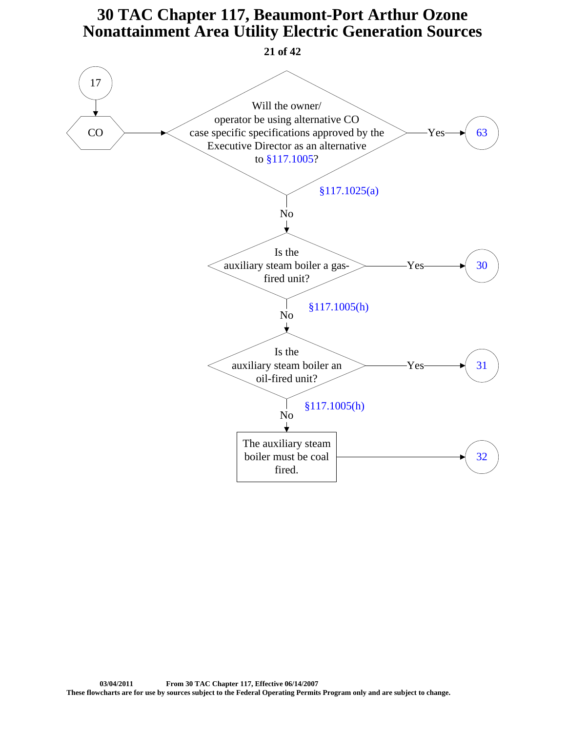# 30 TAC Chapter 117, Beaumont-Port Arthur Ozone Nonattainment Area Utility Electric Generation Sources

17

CO

Will the owner/ operator be using alternative CO case specific specifications approved by the Executive Director as an alternative to §117.1005?

§117.1025(a)

Yes → 63

No ↓

Is the auxiliary steam boiler a gas-fired unit?

§117.1005(h)

Yes → 30

No ↓

Is the auxiliary steam boiler an oil-fired unit?

§117.1005(h)

Yes → 31

No ↓

The auxiliary steam boiler must be coal fired. → 32

03/04/2011 From 30 TAC Chapter 117, Effective 06/14/2007

These flowcharts are for use by sources subject to the Federal Operating Permits Program only and are subject to change.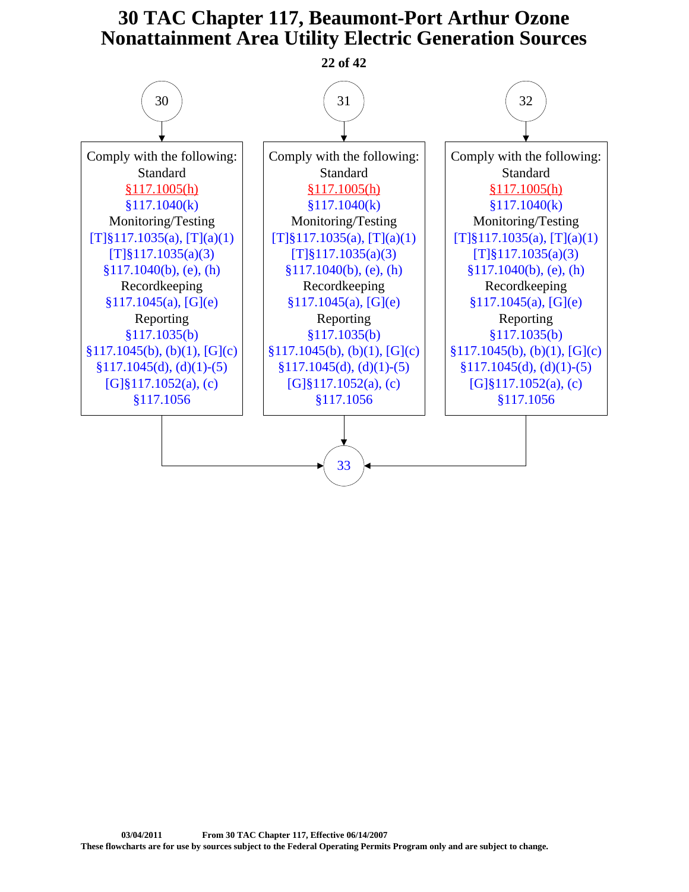# 30 TAC Chapter 117, Beaumont-Port Arthur Ozone Nonattainment Area Utility Electric Generation Sources

**30** → Comply with the following:

Standard
§117.1005(h)
§117.1040(k)
Monitoring/Testing
[T]§117.1035(a), [T](a)(1)
[T]§117.1035(a)(3)
§117.1040(b), (e), (h)
Recordkeeping
§117.1045(a), [G](e)
Reporting
§117.1035(b)
§117.1045(b), (b)(1), [G](c)
§117.1045(d), (d)(1)-(5)
[G]§117.1052(a), (c)
§117.1056

→ **33**

**31** → Comply with the following:

Standard
§117.1005(h)
§117.1040(k)
Monitoring/Testing
[T]§117.1035(a), [T](a)(1)
[T]§117.1035(a)(3)
§117.1040(b), (e), (h)
Recordkeeping
§117.1045(a), [G](e)
Reporting
§117.1035(b)
§117.1045(b), (b)(1), [G](c)
§117.1045(d), (d)(1)-(5)
[G]§117.1052(a), (c)
§117.1056

→ **33**

**32** → Comply with the following:

Standard
§117.1005(h)
§117.1040(k)
Monitoring/Testing
[T]§117.1035(a), [T](a)(1)
[T]§117.1035(a)(3)
§117.1040(b), (e), (h)
Recordkeeping
§117.1045(a), [G](e)
Reporting
§117.1035(b)
§117.1045(b), (b)(1), [G](c)
§117.1045(d), (d)(1)-(5)
[G]§117.1052(a), (c)
§117.1056

→ **33**

**03/04/2011 From 30 TAC Chapter 117, Effective 06/14/2007**
**These flowcharts are for use by sources subject to the Federal Operating Permits Program only and are subject to change.**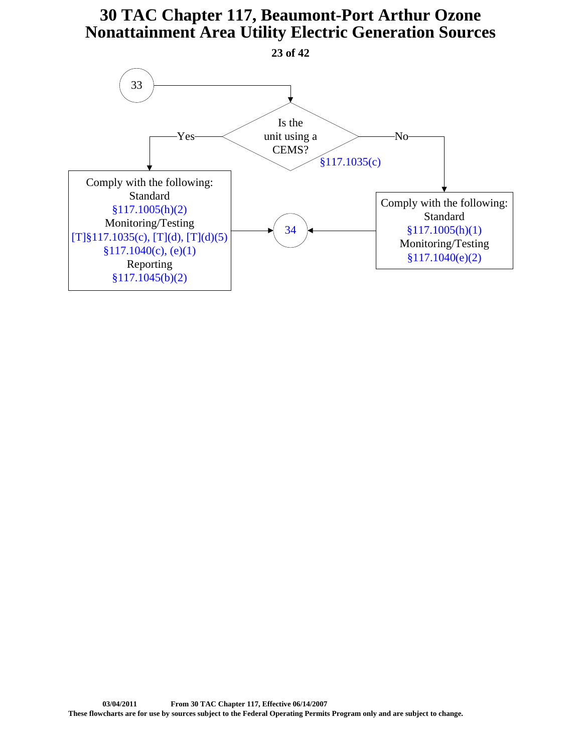# 30 TAC Chapter 117, Beaumont-Port Arthur Ozone Nonattainment Area Utility Electric Generation Sources

**From connector 33:**

**Is the unit using a CEMS?** §117.1035(c)

- **Yes** → Comply with the following:
  - Standard
    - §117.1005(h)(2)
  - Monitoring/Testing
    - [T]§117.1035(c), [T](d), [T](d)(5)
    - §117.1040(c), (e)(1)
  - Reporting
    - §117.1045(b)(2)
  - → Go to 34

- **No** → Comply with the following:
  - Standard
    - §117.1005(h)(1)
  - Monitoring/Testing
    - §117.1040(e)(2)
  - → Go to 34

03/04/2011 From 30 TAC Chapter 117, Effective 06/14/2007

These flowcharts are for use by sources subject to the Federal Operating Permits Program only and are subject to change.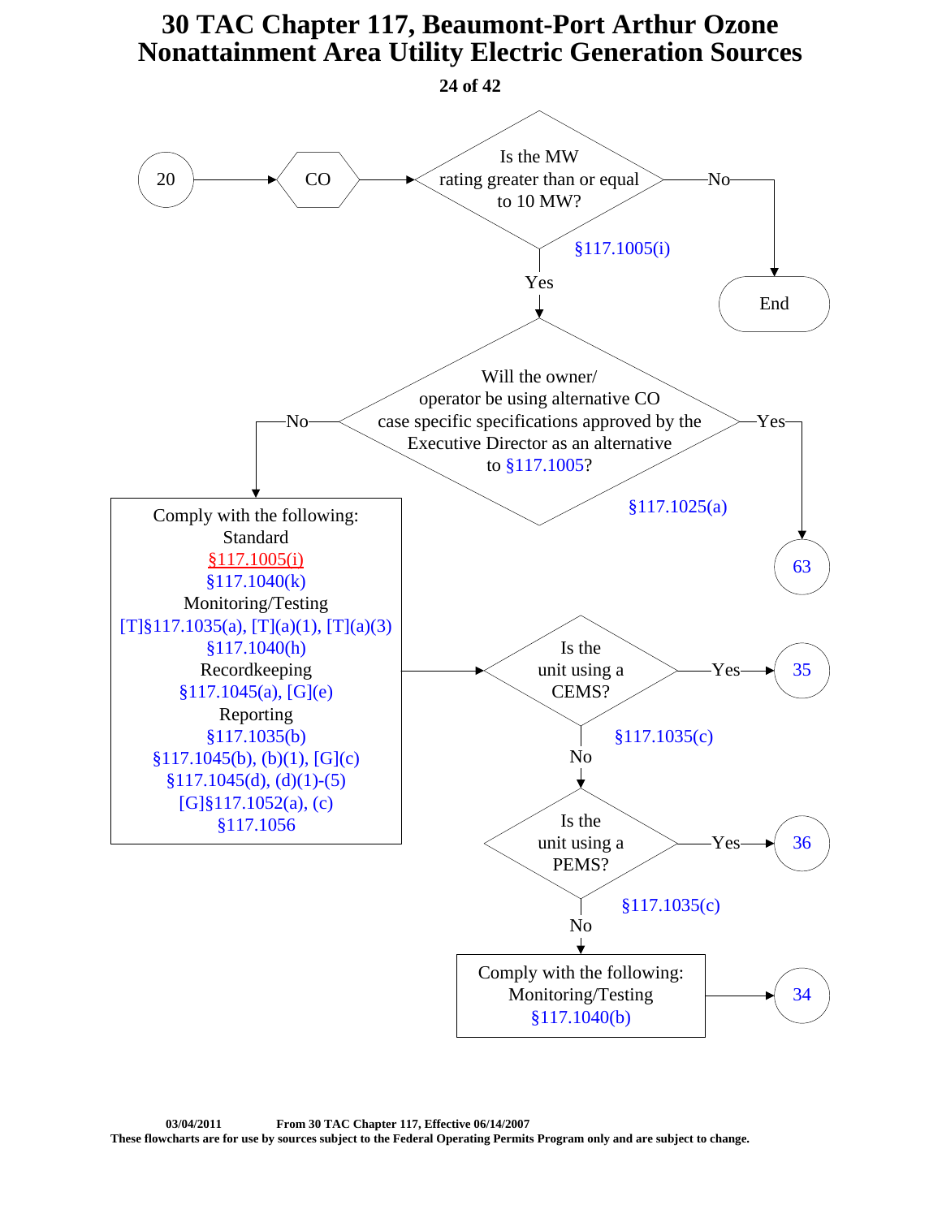# 30 TAC Chapter 117, Beaumont-Port Arthur Ozone Nonattainment Area Utility Electric Generation Sources

20 → CO → Is the MW rating greater than or equal to 10 MW? §117.1005(i)

- No → End
- Yes → Will the owner/operator be using alternative CO case specific specifications approved by the Executive Director as an alternative to §117.1005? §117.1025(a)
  - Yes → 63
  - No → Comply with the following:
    - Standard
      - §117.1005(i)
      - §117.1040(k)
    - Monitoring/Testing
      - [T]§117.1035(a), [T](a)(1), [T](a)(3)
      - §117.1040(h)
    - Recordkeeping
      - §117.1045(a), [G](e)
    - Reporting
      - §117.1035(b)
      - §117.1045(b), (b)(1), [G](c)
      - §117.1045(d), (d)(1)-(5)
      - [G]§117.1052(a), (c)
      - §117.1056

    → Is the unit using a CEMS? §117.1035(c)
    - Yes → 35
    - No → Is the unit using a PEMS? §117.1035(c)
      - Yes → 36
      - No → Comply with the following: Monitoring/Testing §117.1040(b) → 34

03/04/2011 From 30 TAC Chapter 117, Effective 06/14/2007

These flowcharts are for use by sources subject to the Federal Operating Permits Program only and are subject to change.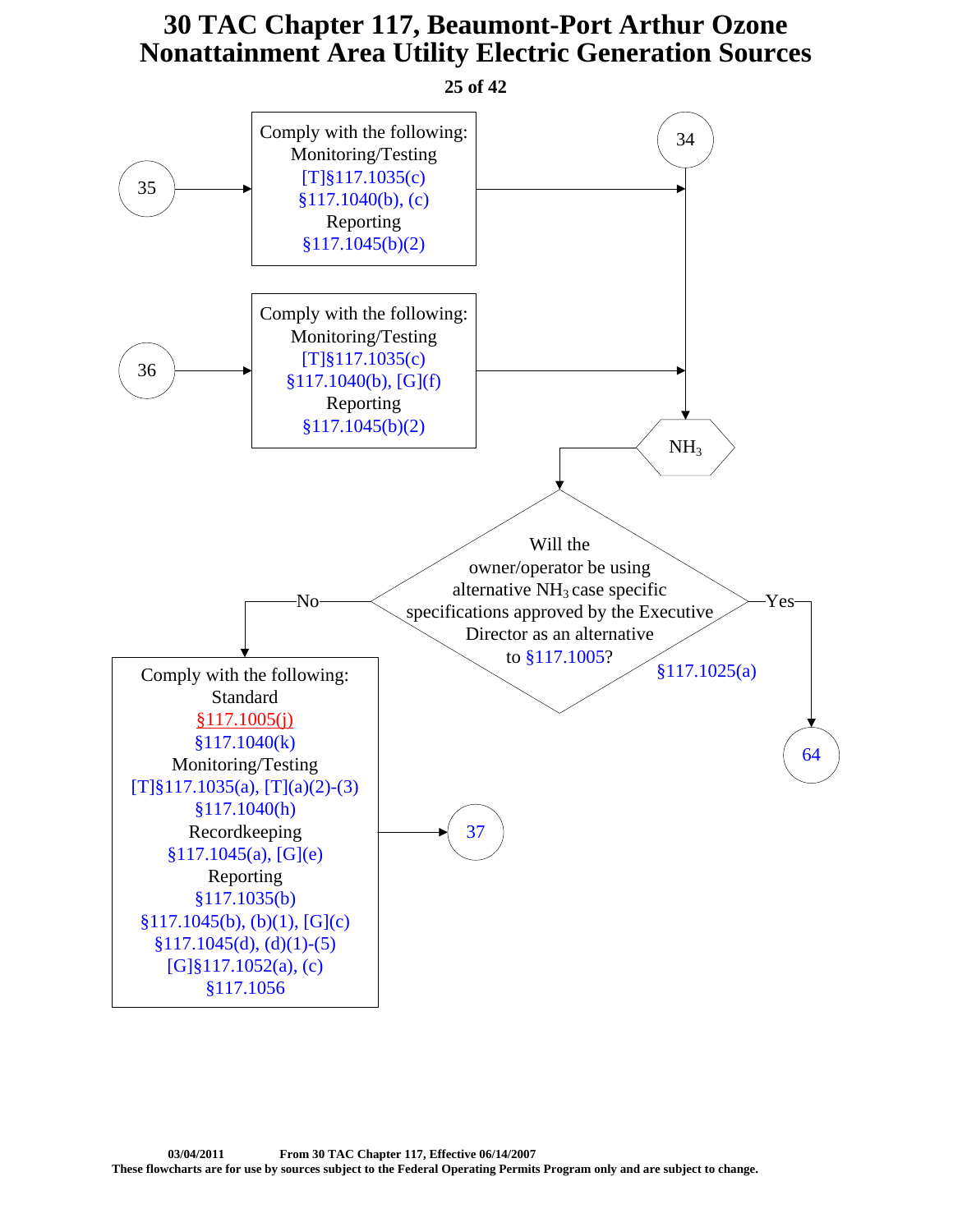# 30 TAC Chapter 117, Beaumont-Port Arthur Ozone Nonattainment Area Utility Electric Generation Sources

35 → Comply with the following:
Monitoring/Testing
[T]§117.1035(c)
§117.1040(b), (c)
Reporting
§117.1045(b)(2)
→ $NH_3$

34 → $NH_3$

36 → Comply with the following:
Monitoring/Testing
[T]§117.1035(c)
§117.1040(b), [G](f)
Reporting
§117.1045(b)(2)
→ $NH_3$

$NH_3$ → Will the owner/operator be using alternative $NH_3$ case specific specifications approved by the Executive Director as an alternative to §117.1005?
§117.1025(a)

- Yes → 64
- No → Comply with the following:
  Standard
  §117.1005(j)
  §117.1040(k)
  Monitoring/Testing
  [T]§117.1035(a), [T](a)(2)-(3)
  §117.1040(h)
  Recordkeeping
  §117.1045(a), [G](e)
  Reporting
  §117.1035(b)
  §117.1045(b), (b)(1), [G](c)
  §117.1045(d), (d)(1)-(5)
  [G]§117.1052(a), (c)
  §117.1056
  → 37

03/04/2011 From 30 TAC Chapter 117, Effective 06/14/2007
These flowcharts are for use by sources subject to the Federal Operating Permits Program only and are subject to change.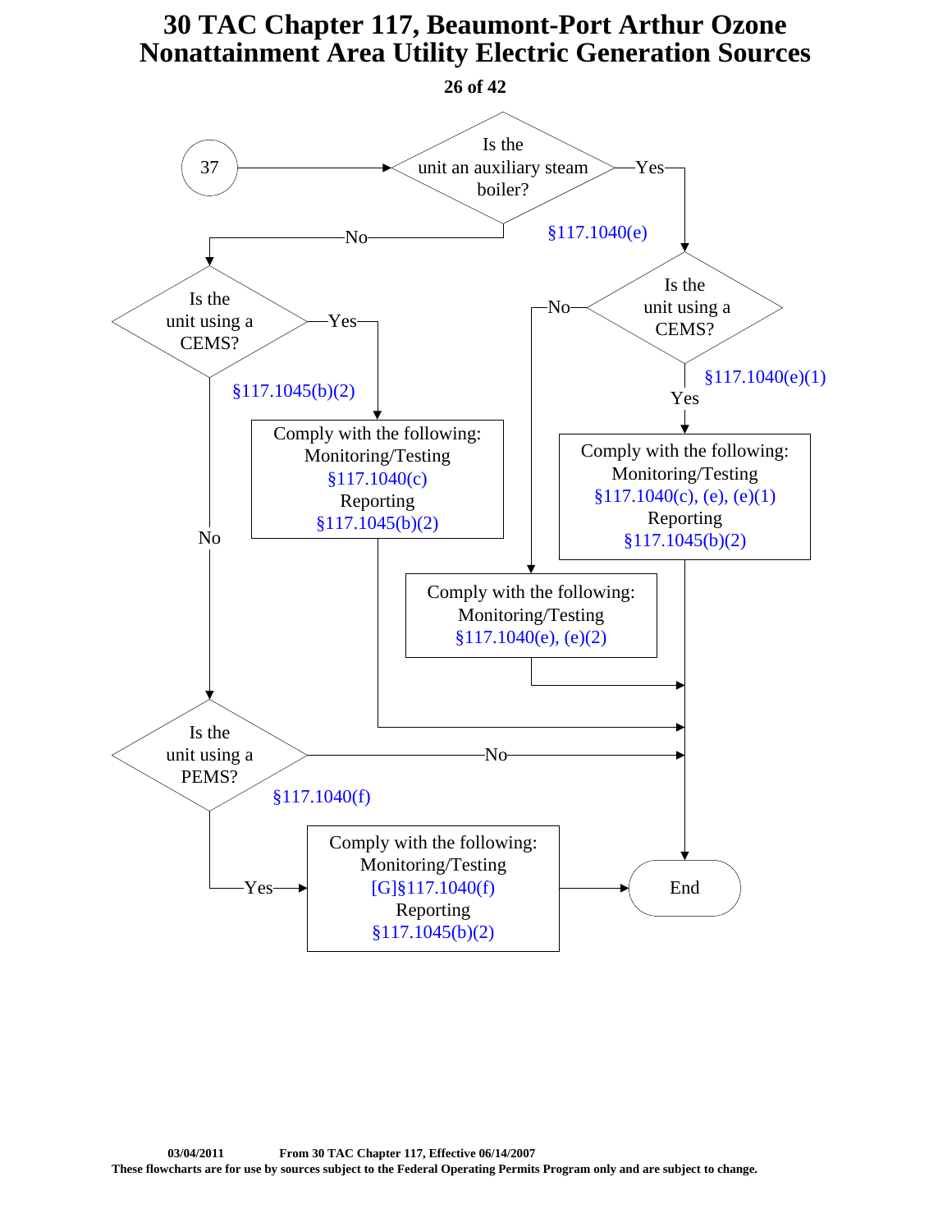# 30 TAC Chapter 117, Beaumont-Port Arthur Ozone Nonattainment Area Utility Electric Generation Sources

37

**Is the unit an auxiliary steam boiler?** §117.1040(e)

- **Yes** → **Is the unit using a CEMS?**
  - **Yes** (§117.1040(e)(1)) → Comply with the following:
    - Monitoring/Testing: §117.1040(c), (e), (e)(1)
    - Reporting: §117.1045(b)(2)
    - → End
  - **No** → Comply with the following:
    - Monitoring/Testing: §117.1040(e), (e)(2)
    - → End
- **No** → **Is the unit using a CEMS?** §117.1045(b)(2)
  - **Yes** → Comply with the following:
    - Monitoring/Testing: §117.1040(c)
    - Reporting: §117.1045(b)(2)
    - → End
  - **No** → **Is the unit using a PEMS?** §117.1040(f)
    - **Yes** → Comply with the following:
      - Monitoring/Testing: [G]§117.1040(f)
      - Reporting: §117.1045(b)(2)
      - → End
    - **No** → End

03/04/2011 From 30 TAC Chapter 117, Effective 06/14/2007

These flowcharts are for use by sources subject to the Federal Operating Permits Program only and are subject to change.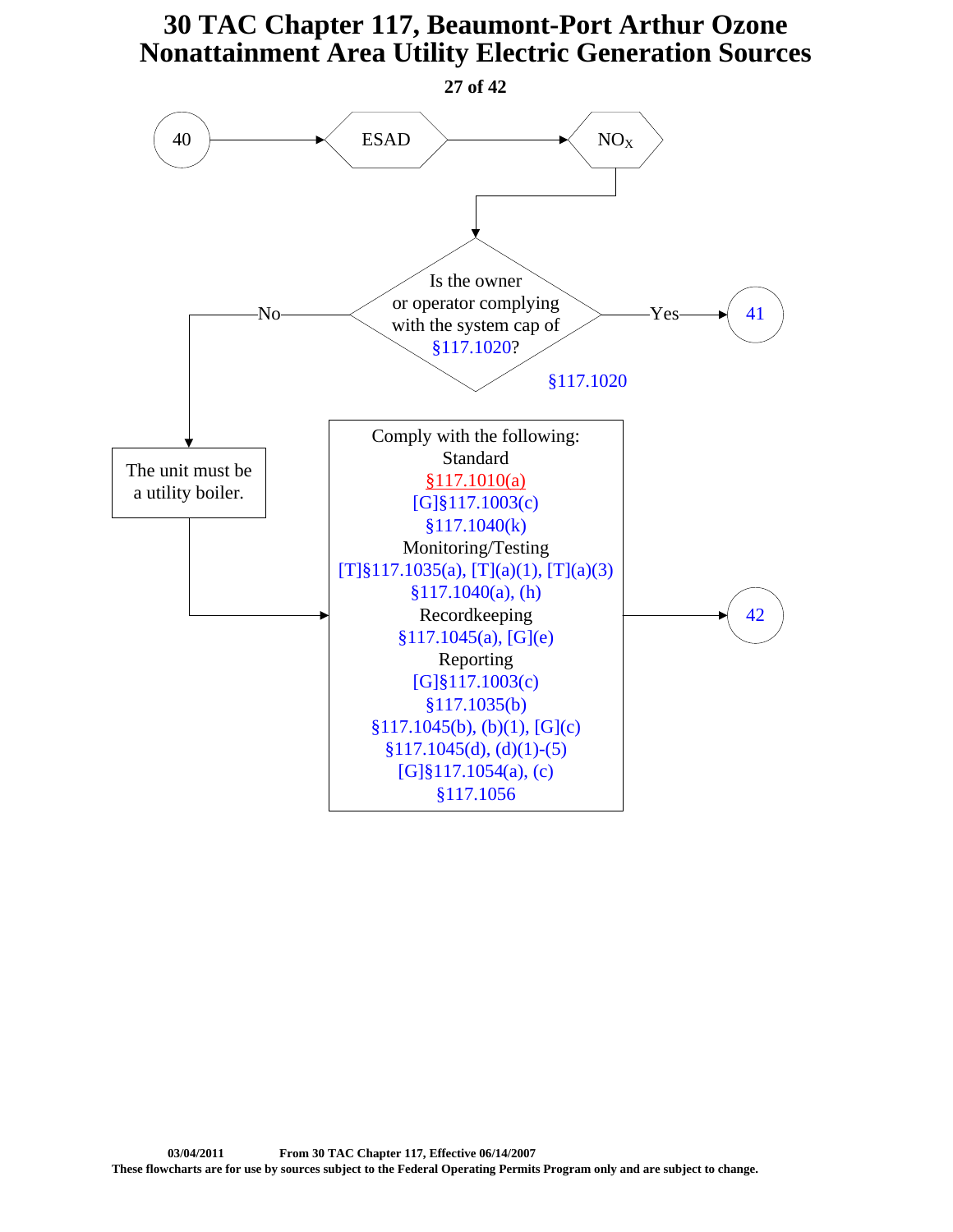# 30 TAC Chapter 117, Beaumont-Port Arthur Ozone Nonattainment Area Utility Electric Generation Sources

40 → ESAD → $NO_X$

**Is the owner or operator complying with the system cap of §117.1020?** (§117.1020)

- Yes → 41
- No → The unit must be a utility boiler. → Comply with the following:

Comply with the following:

Standard
§117.1010(a)
[G]§117.1003(c)
§117.1040(k)

Monitoring/Testing
[T]§117.1035(a), [T](a)(1), [T](a)(3)
§117.1040(a), (h)

Recordkeeping
§117.1045(a), [G](e)

Reporting
[G]§117.1003(c)
§117.1035(b)
§117.1045(b), (b)(1), [G](c)
§117.1045(d), (d)(1)-(5)
[G]§117.1054(a), (c)
§117.1056

→ 42

03/04/2011 From 30 TAC Chapter 117, Effective 06/14/2007

These flowcharts are for use by sources subject to the Federal Operating Permits Program only and are subject to change.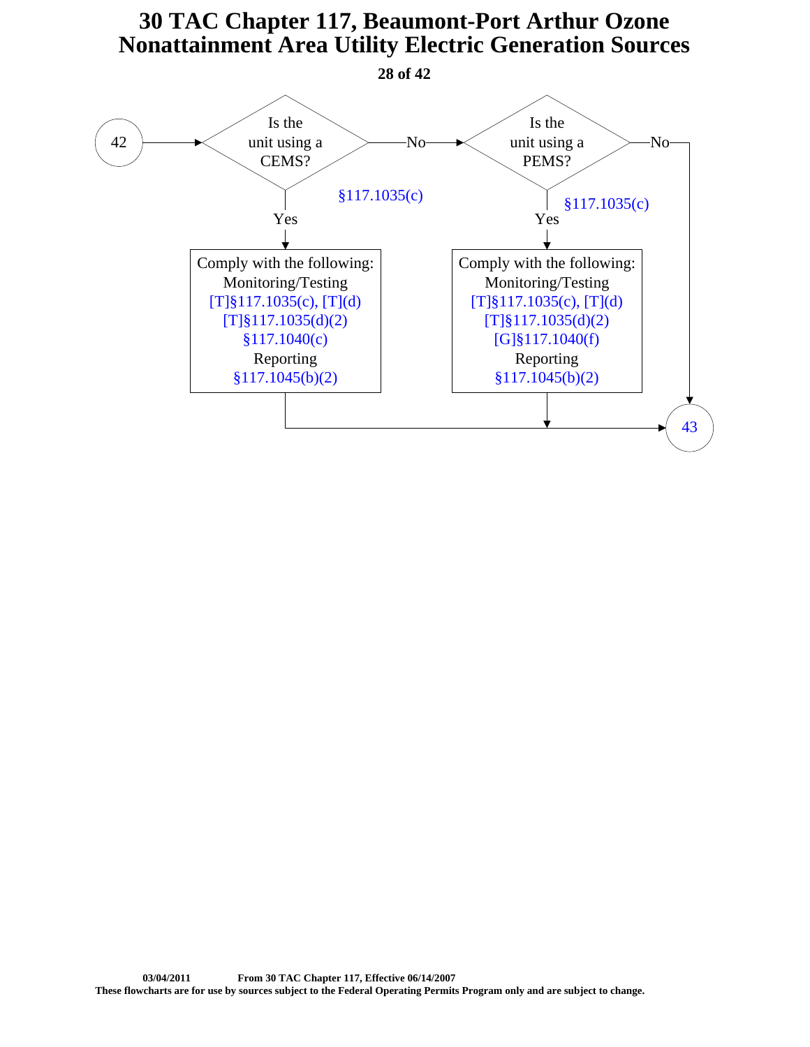# 30 TAC Chapter 117, Beaumont-Port Arthur Ozone Nonattainment Area Utility Electric Generation Sources

42 → **Is the unit using a CEMS?** (§117.1035(c))

- **Yes** → Comply with the following:
  - Monitoring/Testing
    - [T]§117.1035(c), [T](d)
    - [T]§117.1035(d)(2)
    - §117.1040(c)
  - Reporting
    - §117.1045(b)(2)
  
  → 43
- **No** → **Is the unit using a PEMS?** (§117.1035(c))
  - **Yes** → Comply with the following:
    - Monitoring/Testing
      - [T]§117.1035(c), [T](d)
      - [T]§117.1035(d)(2)
      - [G]§117.1040(f)
    - Reporting
      - §117.1045(b)(2)
    
    → 43
  - **No** → 43

03/04/2011 From 30 TAC Chapter 117, Effective 06/14/2007

These flowcharts are for use by sources subject to the Federal Operating Permits Program only and are subject to change.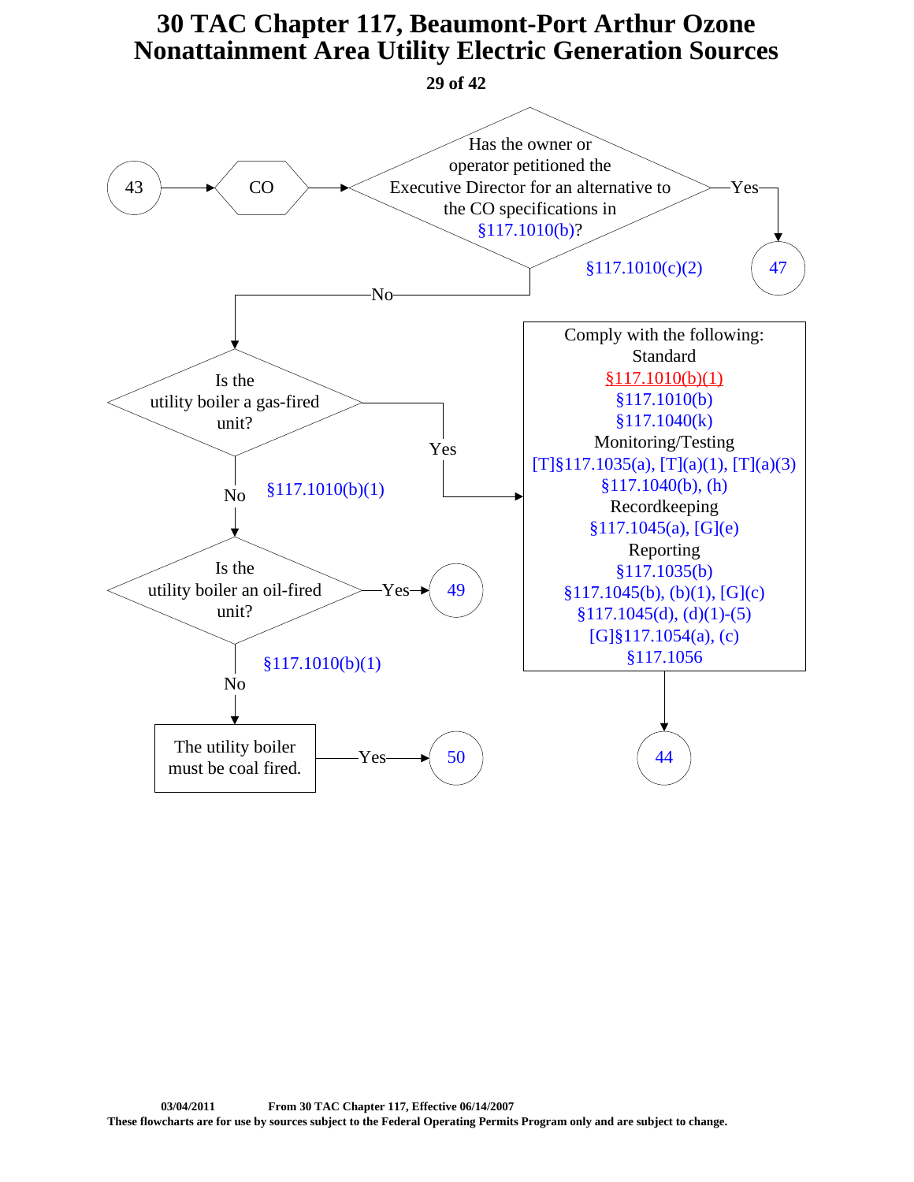# 30 TAC Chapter 117, Beaumont-Port Arthur Ozone Nonattainment Area Utility Electric Generation Sources

43 → CO → **Has the owner or operator petitioned the Executive Director for an alternative to the CO specifications in §117.1010(b)?**

- Yes → 47 (§117.1010(c)(2))
- No → **Is the utility boiler a gas-fired unit?**
  - Yes → Comply with the following:
    - Standard
      - §117.1010(b)(1)
      - §117.1010(b)
      - §117.1040(k)
    - Monitoring/Testing
      - [T]§117.1035(a), [T](a)(1), [T](a)(3)
      - §117.1040(b), (h)
    - Recordkeeping
      - §117.1045(a), [G](e)
    - Reporting
      - §117.1035(b)
      - §117.1045(b), (b)(1), [G](c)
      - §117.1045(d), (d)(1)-(5)
      - [G]§117.1054(a), (c)
      - §117.1056
    - → 44
  - No (§117.1010(b)(1)) → **Is the utility boiler an oil-fired unit?**
    - Yes → 49
    - No (§117.1010(b)(1)) → **The utility boiler must be coal fired.**
      - Yes → 50

03/04/2011 From 30 TAC Chapter 117, Effective 06/14/2007

These flowcharts are for use by sources subject to the Federal Operating Permits Program only and are subject to change.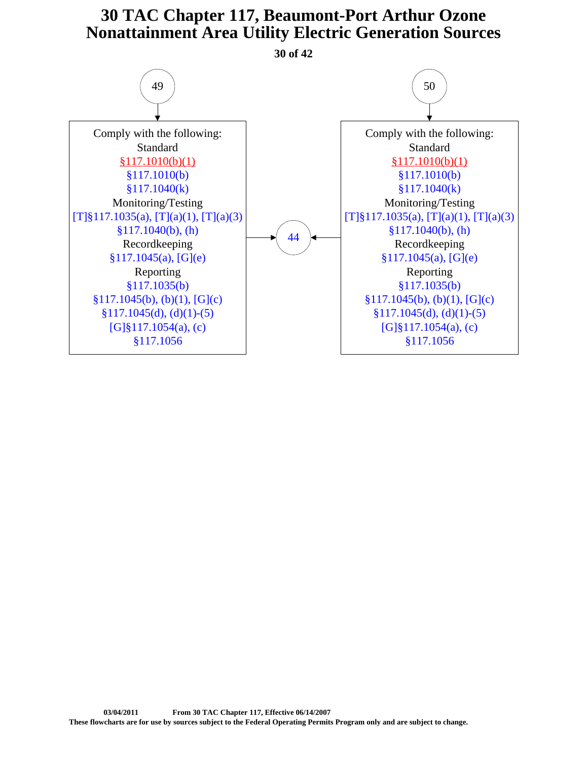# 30 TAC Chapter 117, Beaumont-Port Arthur Ozone Nonattainment Area Utility Electric Generation Sources

**49** → 

Comply with the following:

Standard

§117.1010(b)(1)

§117.1010(b)

§117.1040(k)

Monitoring/Testing

[T]§117.1035(a), [T](a)(1), [T](a)(3)

§117.1040(b), (h)

Recordkeeping

§117.1045(a), [G](e)

Reporting

§117.1035(b)

§117.1045(b), (b)(1), [G](c)

§117.1045(d), (d)(1)-(5)

[G]§117.1054(a), (c)

§117.1056

→ **44**

**50** → 

Comply with the following:

Standard

§117.1010(b)(1)

§117.1010(b)

§117.1040(k)

Monitoring/Testing

[T]§117.1035(a), [T](a)(1), [T](a)(3)

§117.1040(b), (h)

Recordkeeping

§117.1045(a), [G](e)

Reporting

§117.1035(b)

§117.1045(b), (b)(1), [G](c)

§117.1045(d), (d)(1)-(5)

[G]§117.1054(a), (c)

§117.1056

→ **44**

**03/04/2011** **From 30 TAC Chapter 117, Effective 06/14/2007**

**These flowcharts are for use by sources subject to the Federal Operating Permits Program only and are subject to change.**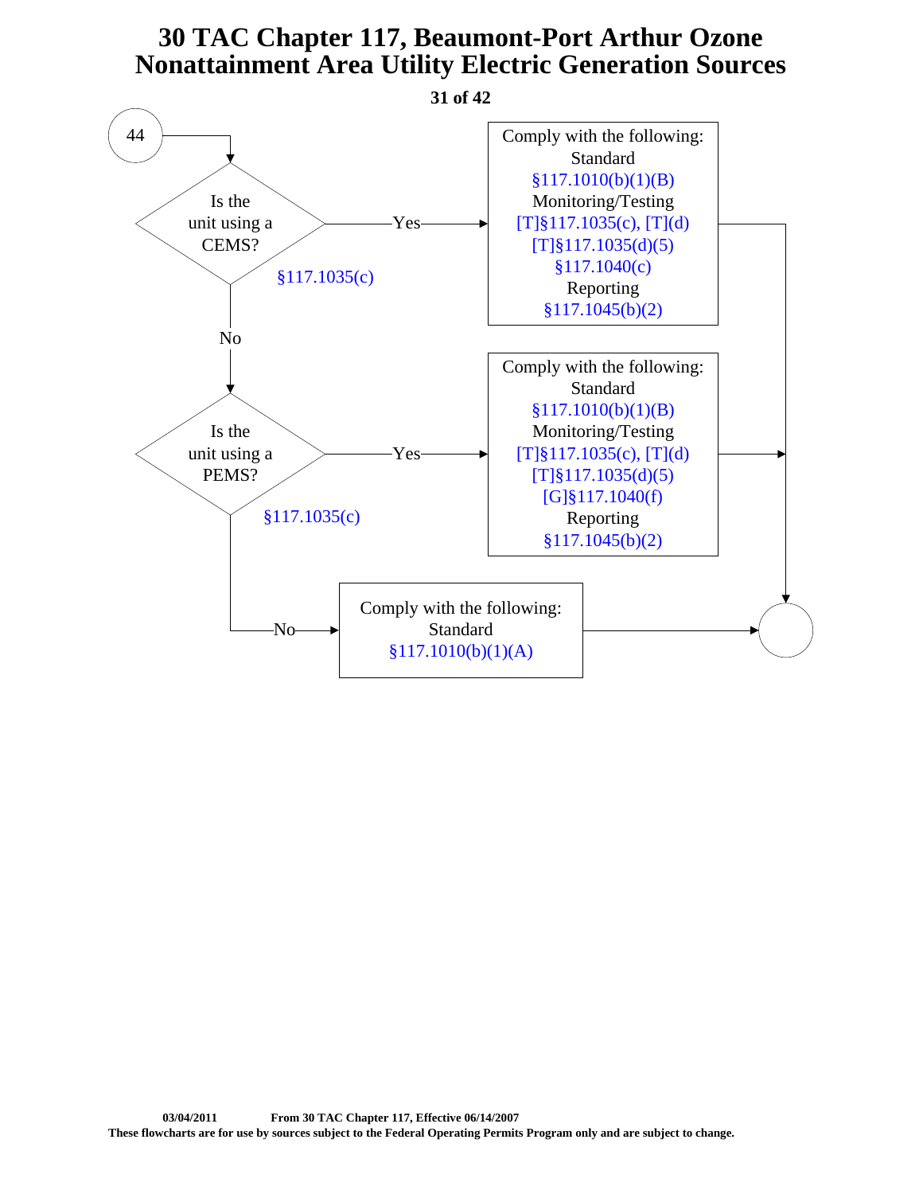# 30 TAC Chapter 117, Beaumont-Port Arthur Ozone Nonattainment Area Utility Electric Generation Sources

44

**Is the unit using a CEMS?** §117.1035(c)

- **Yes** → Comply with the following:
  - Standard
    - §117.1010(b)(1)(B)
  - Monitoring/Testing
    - [T]§117.1035(c), [T](d)
    - [T]§117.1035(d)(5)
    - §117.1040(c)
  - Reporting
    - §117.1045(b)(2)
- **No** → **Is the unit using a PEMS?** §117.1035(c)
  - **Yes** → Comply with the following:
    - Standard
      - §117.1010(b)(1)(B)
    - Monitoring/Testing
      - [T]§117.1035(c), [T](d)
      - [T]§117.1035(d)(5)
      - [G]§117.1040(f)
    - Reporting
      - §117.1045(b)(2)
  - **No** → Comply with the following:
    - Standard
      - §117.1010(b)(1)(A)

03/04/2011 From 30 TAC Chapter 117, Effective 06/14/2007

These flowcharts are for use by sources subject to the Federal Operating Permits Program only and are subject to change.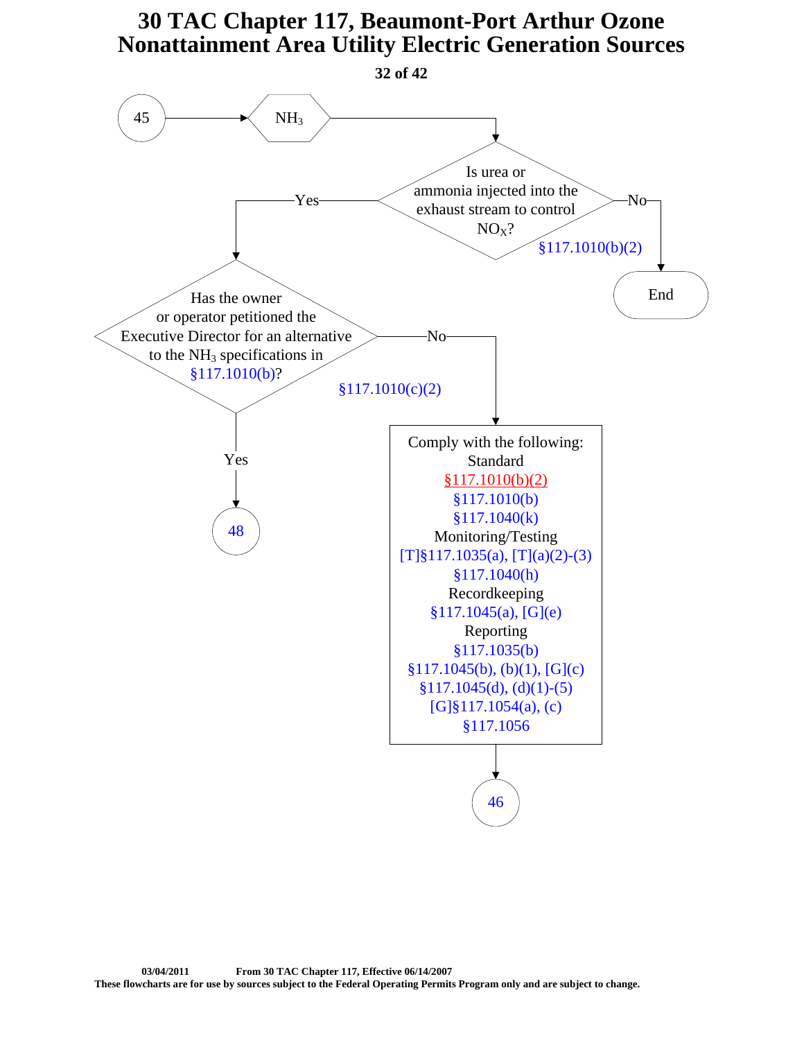# 30 TAC Chapter 117, Beaumont-Port Arthur Ozone Nonattainment Area Utility Electric Generation Sources

45 → $NH_3$

**Is urea or ammonia injected into the exhaust stream to control $NO_X$?** §117.1010(b)(2)

- No → End
- Yes → **Has the owner or operator petitioned the Executive Director for an alternative to the $NH_3$ specifications in §117.1010(b)?** §117.1010(c)(2)
  - Yes → 48
  - No → Comply with the following:

    Standard
    §117.1010(b)(2)
    §117.1010(b)
    §117.1040(k)

    Monitoring/Testing
    [T]§117.1035(a), [T](a)(2)-(3)
    §117.1040(h)

    Recordkeeping
    §117.1045(a), [G](e)

    Reporting
    §117.1035(b)
    §117.1045(b), (b)(1), [G](c)
    §117.1045(d), (d)(1)-(5)
    [G]§117.1054(a), (c)
    §117.1056

    → 46

03/04/2011 From 30 TAC Chapter 117, Effective 06/14/2007

These flowcharts are for use by sources subject to the Federal Operating Permits Program only and are subject to change.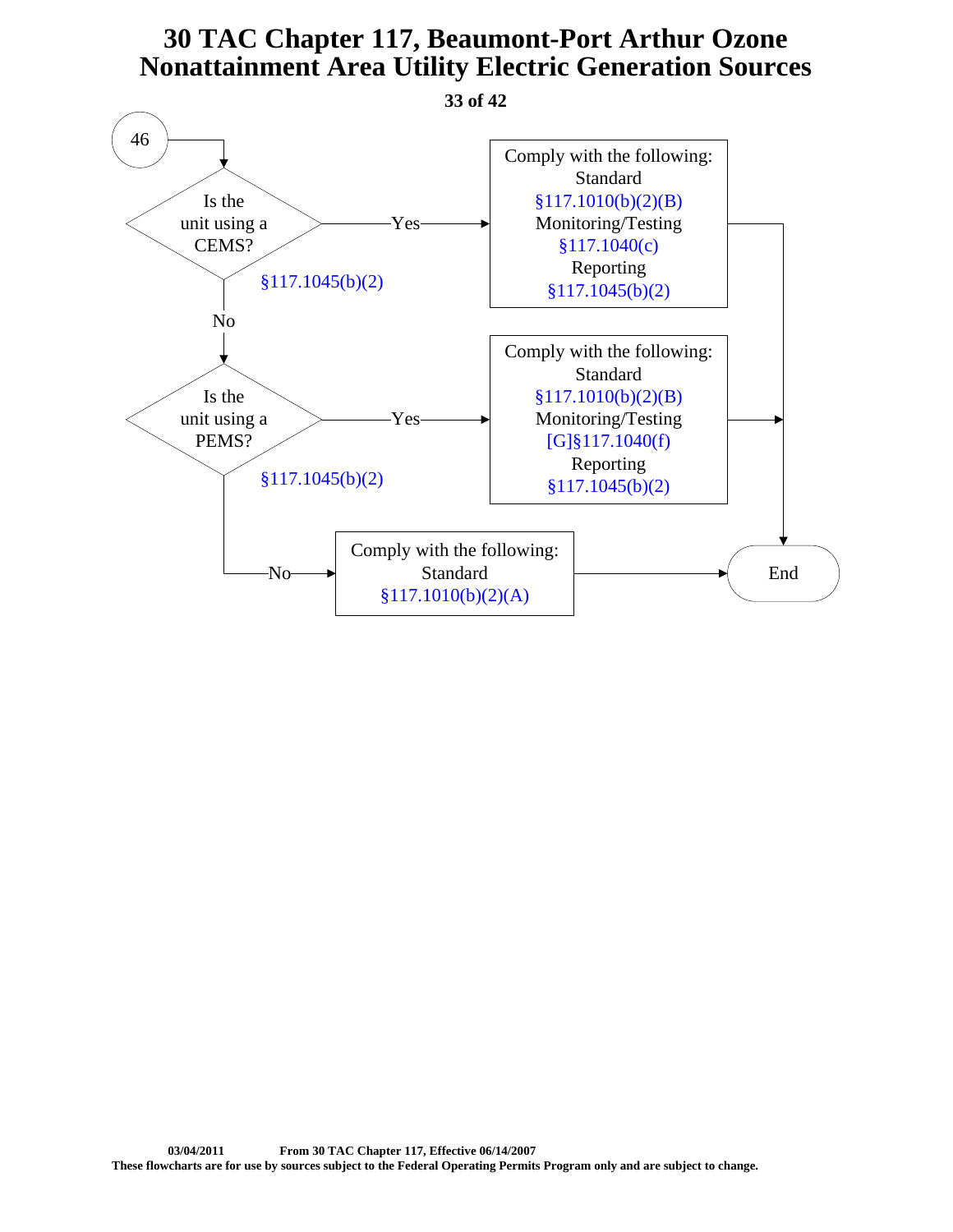# 30 TAC Chapter 117, Beaumont-Port Arthur Ozone Nonattainment Area Utility Electric Generation Sources

46

Is the unit using a CEMS? §117.1045(b)(2)

- Yes → Comply with the following:
  - Standard §117.1010(b)(2)(B)
  - Monitoring/Testing §117.1040(c)
  - Reporting §117.1045(b)(2)
  - → End
- No ↓

Is the unit using a PEMS? §117.1045(b)(2)

- Yes → Comply with the following:
  - Standard §117.1010(b)(2)(B)
  - Monitoring/Testing [G]§117.1040(f)
  - Reporting §117.1045(b)(2)
  - → End
- No → Comply with the following:
  - Standard §117.1010(b)(2)(A)
  - → End

03/04/2011 From 30 TAC Chapter 117, Effective 06/14/2007

These flowcharts are for use by sources subject to the Federal Operating Permits Program only and are subject to change.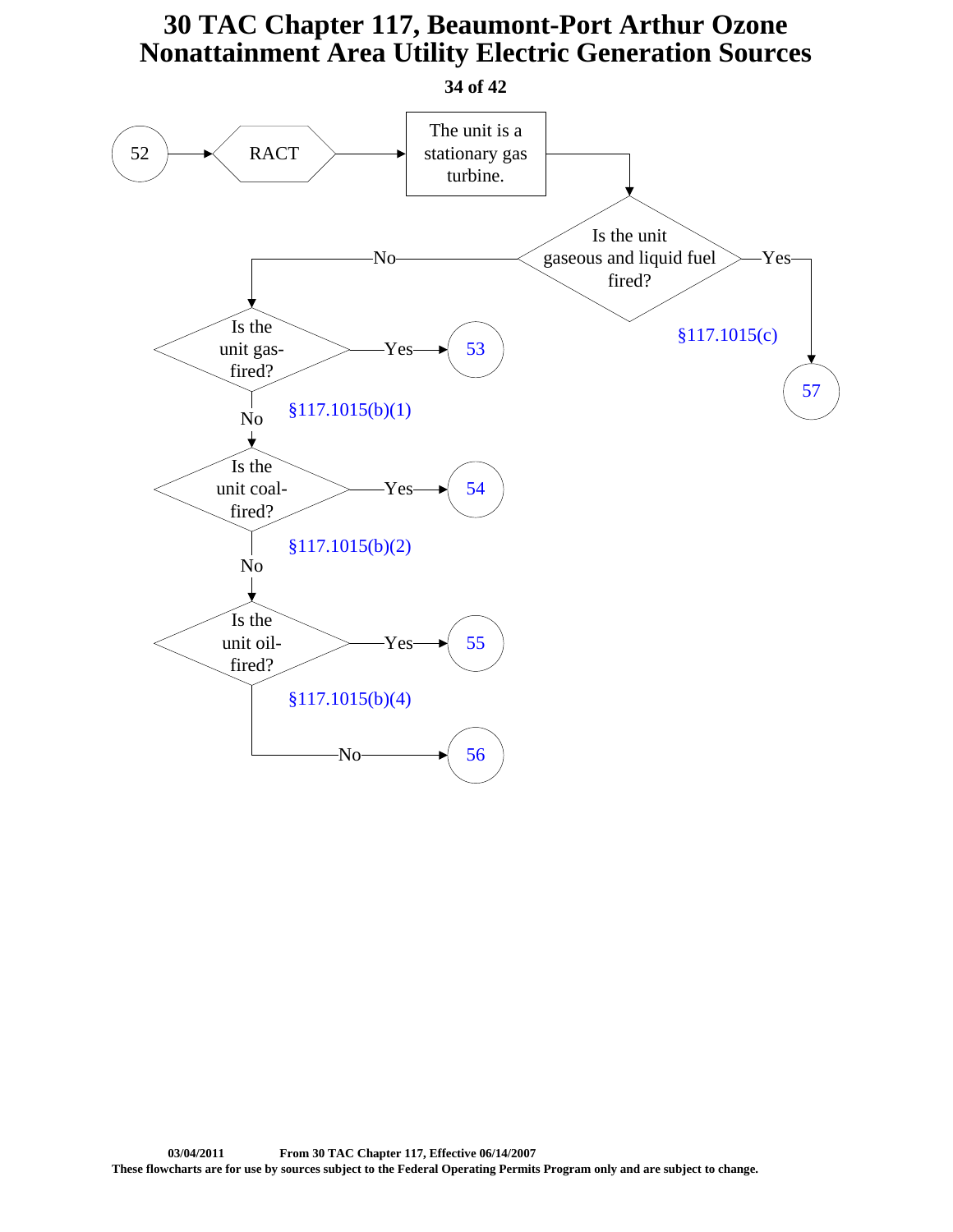# 30 TAC Chapter 117, Beaumont-Port Arthur Ozone Nonattainment Area Utility Electric Generation Sources

52 → RACT → The unit is a stationary gas turbine.

**Is the unit gaseous and liquid fuel fired?**
- Yes → 57 (§117.1015(c))
- No → Is the unit gas-fired?

**Is the unit gas-fired?**
- Yes → 53 (§117.1015(b)(1))
- No → Is the unit coal-fired?

**Is the unit coal-fired?**
- Yes → 54 (§117.1015(b)(2))
- No → Is the unit oil-fired?

**Is the unit oil-fired?**
- Yes → 55 (§117.1015(b)(4))
- No → 56

03/04/2011 From 30 TAC Chapter 117, Effective 06/14/2007

These flowcharts are for use by sources subject to the Federal Operating Permits Program only and are subject to change.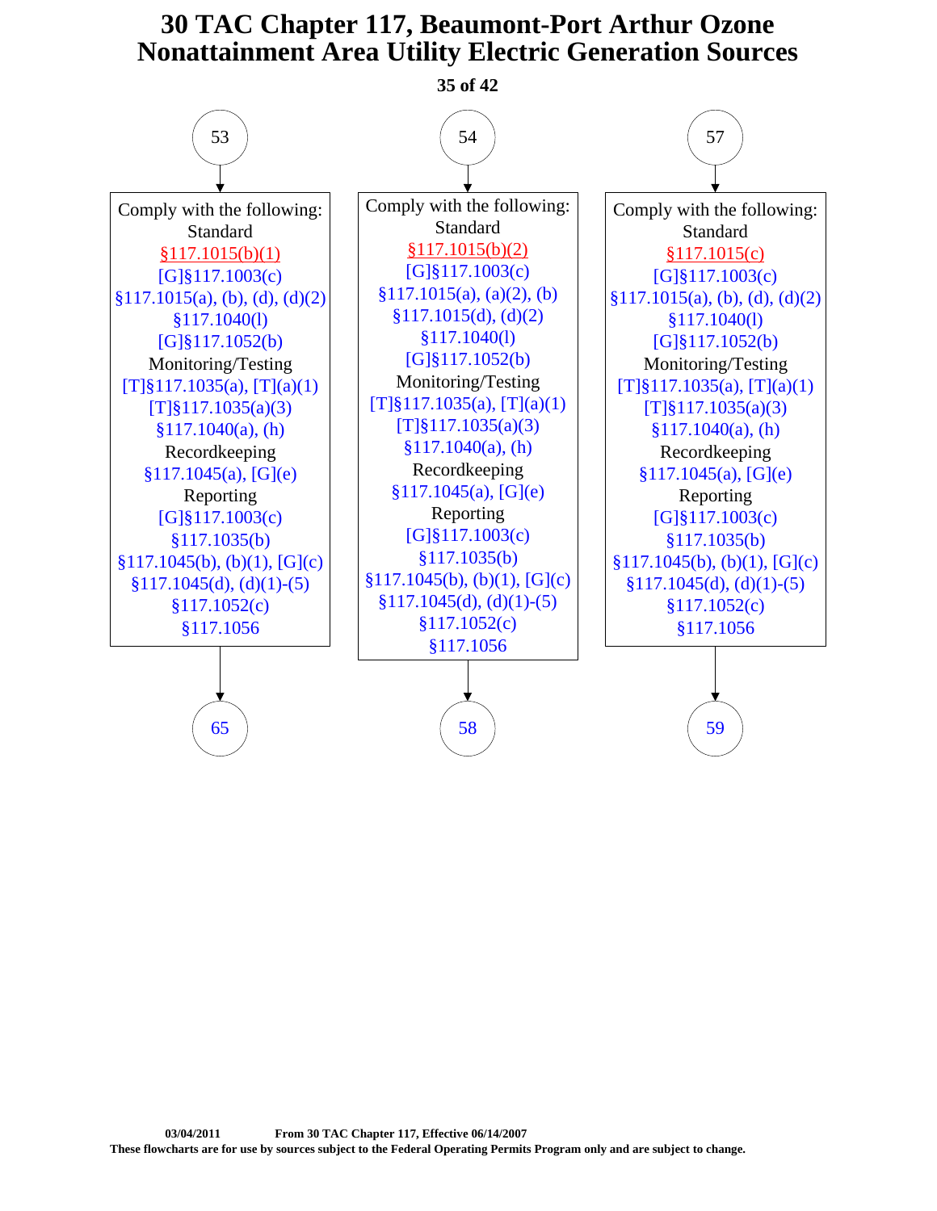# 30 TAC Chapter 117, Beaumont-Port Arthur Ozone Nonattainment Area Utility Electric Generation Sources

**53** →

Comply with the following:

Standard
§117.1015(b)(1)
[G]§117.1003(c)
§117.1015(a), (b), (d), (d)(2)
§117.1040(l)
[G]§117.1052(b)

Monitoring/Testing
[T]§117.1035(a), [T](a)(1)
[T]§117.1035(a)(3)
§117.1040(a), (h)

Recordkeeping
§117.1045(a), [G](e)

Reporting
[G]§117.1003(c)
§117.1035(b)
§117.1045(b), (b)(1), [G](c)
§117.1045(d), (d)(1)-(5)
§117.1052(c)
§117.1056

→ **65**

**54** →

Comply with the following:

Standard
§117.1015(b)(2)
[G]§117.1003(c)
§117.1015(a), (a)(2), (b)
§117.1015(d), (d)(2)
§117.1040(l)
[G]§117.1052(b)

Monitoring/Testing
[T]§117.1035(a), [T](a)(1)
[T]§117.1035(a)(3)
§117.1040(a), (h)

Recordkeeping
§117.1045(a), [G](e)

Reporting
[G]§117.1003(c)
§117.1035(b)
§117.1045(b), (b)(1), [G](c)
§117.1045(d), (d)(1)-(5)
§117.1052(c)
§117.1056

→ **58**

**57** →

Comply with the following:

Standard
§117.1015(c)
[G]§117.1003(c)
§117.1015(a), (b), (d), (d)(2)
§117.1040(l)
[G]§117.1052(b)

Monitoring/Testing
[T]§117.1035(a), [T](a)(1)
[T]§117.1035(a)(3)
§117.1040(a), (h)

Recordkeeping
§117.1045(a), [G](e)

Reporting
[G]§117.1003(c)
§117.1035(b)
§117.1045(b), (b)(1), [G](c)
§117.1045(d), (d)(1)-(5)
§117.1052(c)
§117.1056

→ **59**

03/04/2011 From 30 TAC Chapter 117, Effective 06/14/2007

These flowcharts are for use by sources subject to the Federal Operating Permits Program only and are subject to change.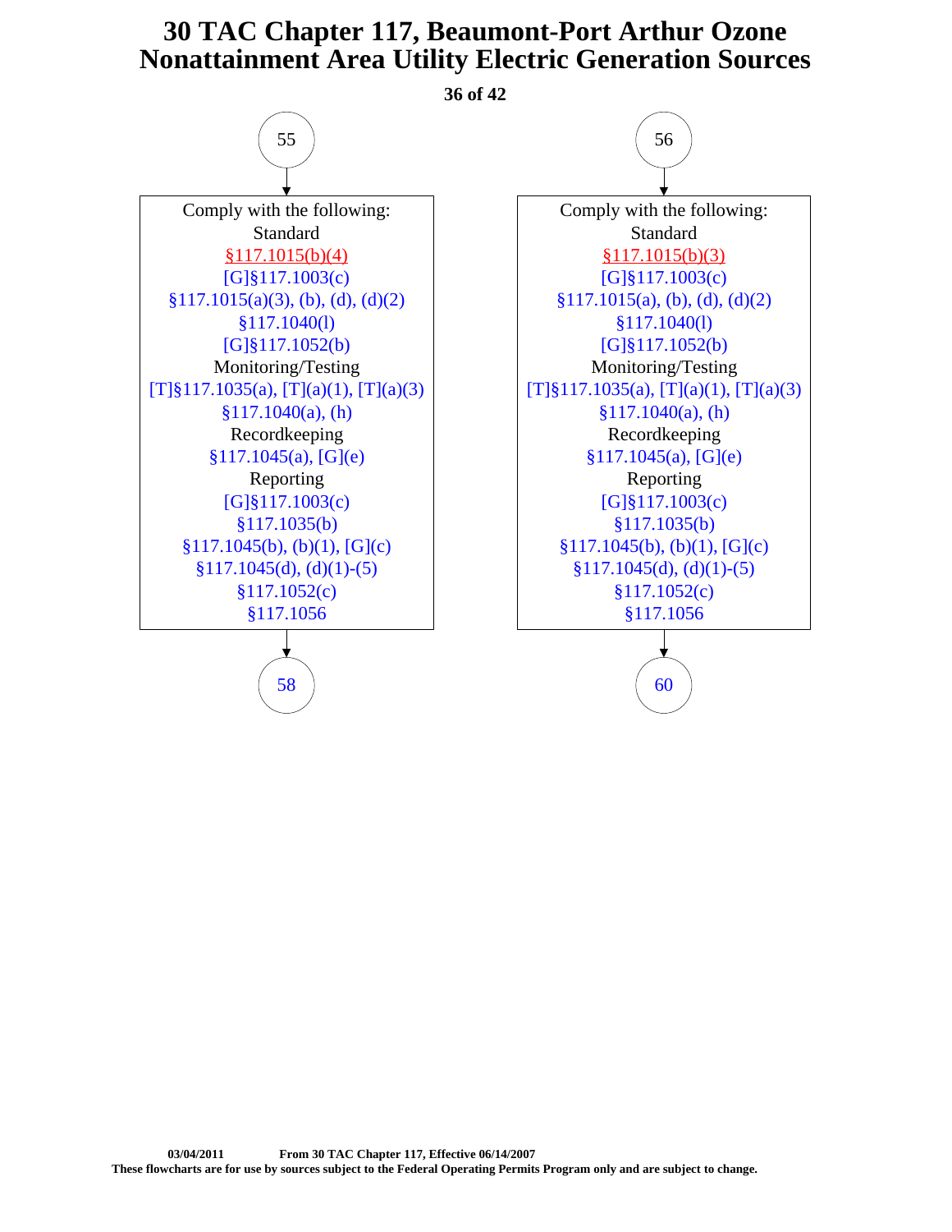# 30 TAC Chapter 117, Beaumont-Port Arthur Ozone Nonattainment Area Utility Electric Generation Sources

**55** → 

Comply with the following:

Standard
§117.1015(b)(4)
[G]§117.1003(c)
§117.1015(a)(3), (b), (d), (d)(2)
§117.1040(l)
[G]§117.1052(b)

Monitoring/Testing
[T]§117.1035(a), [T](a)(1), [T](a)(3)
§117.1040(a), (h)

Recordkeeping
§117.1045(a), [G](e)

Reporting
[G]§117.1003(c)
§117.1035(b)
§117.1045(b), (b)(1), [G](c)
§117.1045(d), (d)(1)-(5)
§117.1052(c)
§117.1056

→ **58**

**56** → 

Comply with the following:

Standard
§117.1015(b)(3)
[G]§117.1003(c)
§117.1015(a), (b), (d), (d)(2)
§117.1040(l)
[G]§117.1052(b)

Monitoring/Testing
[T]§117.1035(a), [T](a)(1), [T](a)(3)
§117.1040(a), (h)

Recordkeeping
§117.1045(a), [G](e)

Reporting
[G]§117.1003(c)
§117.1035(b)
§117.1045(b), (b)(1), [G](c)
§117.1045(d), (d)(1)-(5)
§117.1052(c)
§117.1056

→ **60**

03/04/2011 From 30 TAC Chapter 117, Effective 06/14/2007
These flowcharts are for use by sources subject to the Federal Operating Permits Program only and are subject to change.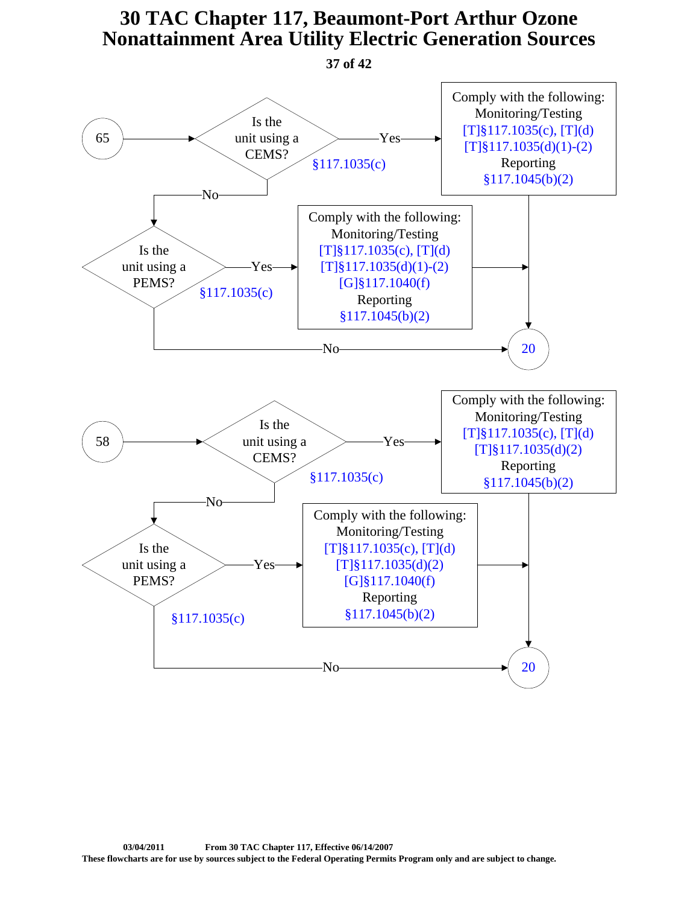# 30 TAC Chapter 117, Beaumont-Port Arthur Ozone Nonattainment Area Utility Electric Generation Sources

**Flowchart from connector 65:**

- **65** → Is the unit using a CEMS? (§117.1035(c))
  - **Yes** → Comply with the following:
    - Monitoring/Testing
      - [T]§117.1035(c), [T](d)
      - [T]§117.1035(d)(1)-(2)
    - Reporting
      - §117.1045(b)(2)
    - → **20**
  - **No** → Is the unit using a PEMS? (§117.1035(c))
    - **Yes** → Comply with the following:
      - Monitoring/Testing
        - [T]§117.1035(c), [T](d)
        - [T]§117.1035(d)(1)-(2)
        - [G]§117.1040(f)
      - Reporting
        - §117.1045(b)(2)
      - → **20**
    - **No** → **20**

**Flowchart from connector 58:**

- **58** → Is the unit using a CEMS? (§117.1035(c))
  - **Yes** → Comply with the following:
    - Monitoring/Testing
      - [T]§117.1035(c), [T](d)
      - [T]§117.1035(d)(2)
    - Reporting
      - §117.1045(b)(2)
    - → **20**
  - **No** → Is the unit using a PEMS? (§117.1035(c))
    - **Yes** → Comply with the following:
      - Monitoring/Testing
        - [T]§117.1035(c), [T](d)
        - [T]§117.1035(d)(2)
        - [G]§117.1040(f)
      - Reporting
        - §117.1045(b)(2)
      - → **20**
    - **No** → **20**

03/04/2011 From 30 TAC Chapter 117, Effective 06/14/2007

These flowcharts are for use by sources subject to the Federal Operating Permits Program only and are subject to change.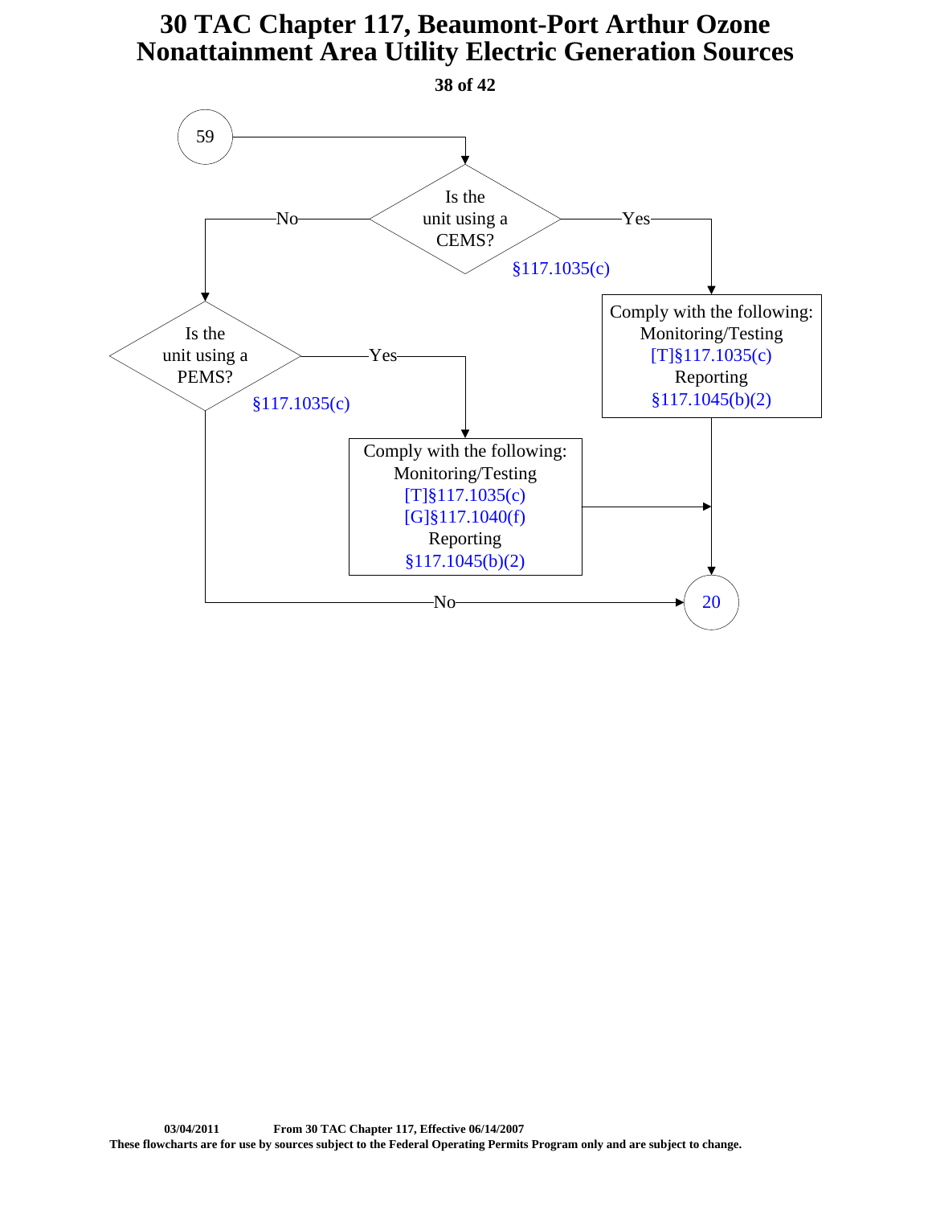# 30 TAC Chapter 117, Beaumont-Port Arthur Ozone Nonattainment Area Utility Electric Generation Sources

59

Is the unit using a CEMS? §117.1035(c)

- Yes → Comply with the following:
  - Monitoring/Testing
    - [T]§117.1035(c)
  - Reporting
    - §117.1045(b)(2)
  - → 20
- No → Is the unit using a PEMS? §117.1035(c)
  - Yes → Comply with the following:
    - Monitoring/Testing
      - [T]§117.1035(c)
      - [G]§117.1040(f)
    - Reporting
      - §117.1045(b)(2)
    - → 20
  - No → 20

03/04/2011 From 30 TAC Chapter 117, Effective 06/14/2007

These flowcharts are for use by sources subject to the Federal Operating Permits Program only and are subject to change.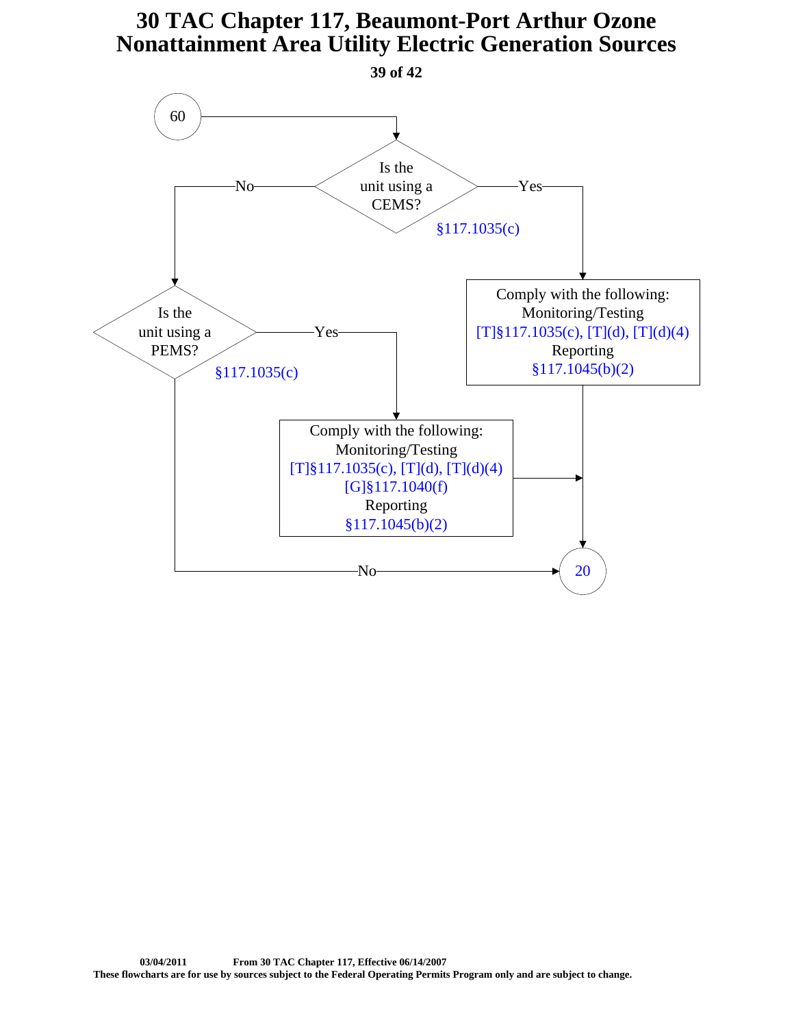# 30 TAC Chapter 117, Beaumont-Port Arthur Ozone Nonattainment Area Utility Electric Generation Sources

60

**Is the unit using a CEMS?** §117.1035(c)

- **Yes** → Comply with the following:
  Monitoring/Testing
  [T]§117.1035(c), [T](d), [T](d)(4)
  Reporting
  §117.1045(b)(2)
  → 20
- **No** → **Is the unit using a PEMS?** §117.1035(c)
  - **Yes** → Comply with the following:
    Monitoring/Testing
    [T]§117.1035(c), [T](d), [T](d)(4)
    [G]§117.1040(f)
    Reporting
    §117.1045(b)(2)
    → 20
  - **No** → 20

03/04/2011 From 30 TAC Chapter 117, Effective 06/14/2007

These flowcharts are for use by sources subject to the Federal Operating Permits Program only and are subject to change.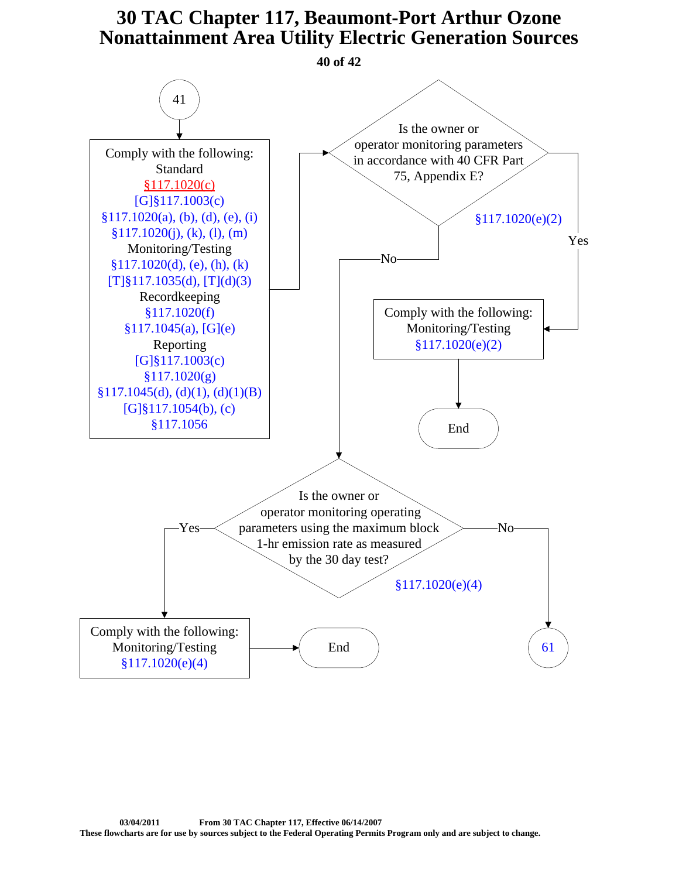# 30 TAC Chapter 117, Beaumont-Port Arthur Ozone Nonattainment Area Utility Electric Generation Sources

41

Comply with the following:

Standard
§117.1020(c)
[G]§117.1003(c)
§117.1020(a), (b), (d), (e), (i)
§117.1020(j), (k), (l), (m)

Monitoring/Testing
§117.1020(d), (e), (h), (k)
[T]§117.1035(d), [T](d)(3)

Recordkeeping
§117.1020(f)
§117.1045(a), [G](e)

Reporting
[G]§117.1003(c)
§117.1020(g)
§117.1045(d), (d)(1), (d)(1)(B)
[G]§117.1054(b), (c)
§117.1056

Is the owner or operator monitoring parameters in accordance with 40 CFR Part 75, Appendix E?

§117.1020(e)(2)

Yes → Comply with the following:
Monitoring/Testing
§117.1020(e)(2)
→ End

No → Is the owner or operator monitoring operating parameters using the maximum block 1-hr emission rate as measured by the 30 day test?

§117.1020(e)(4)

Yes → Comply with the following:
Monitoring/Testing
§117.1020(e)(4)
→ End

No → 61

03/04/2011 From 30 TAC Chapter 117, Effective 06/14/2007

**These flowcharts are for use by sources subject to the Federal Operating Permits Program only and are subject to change.**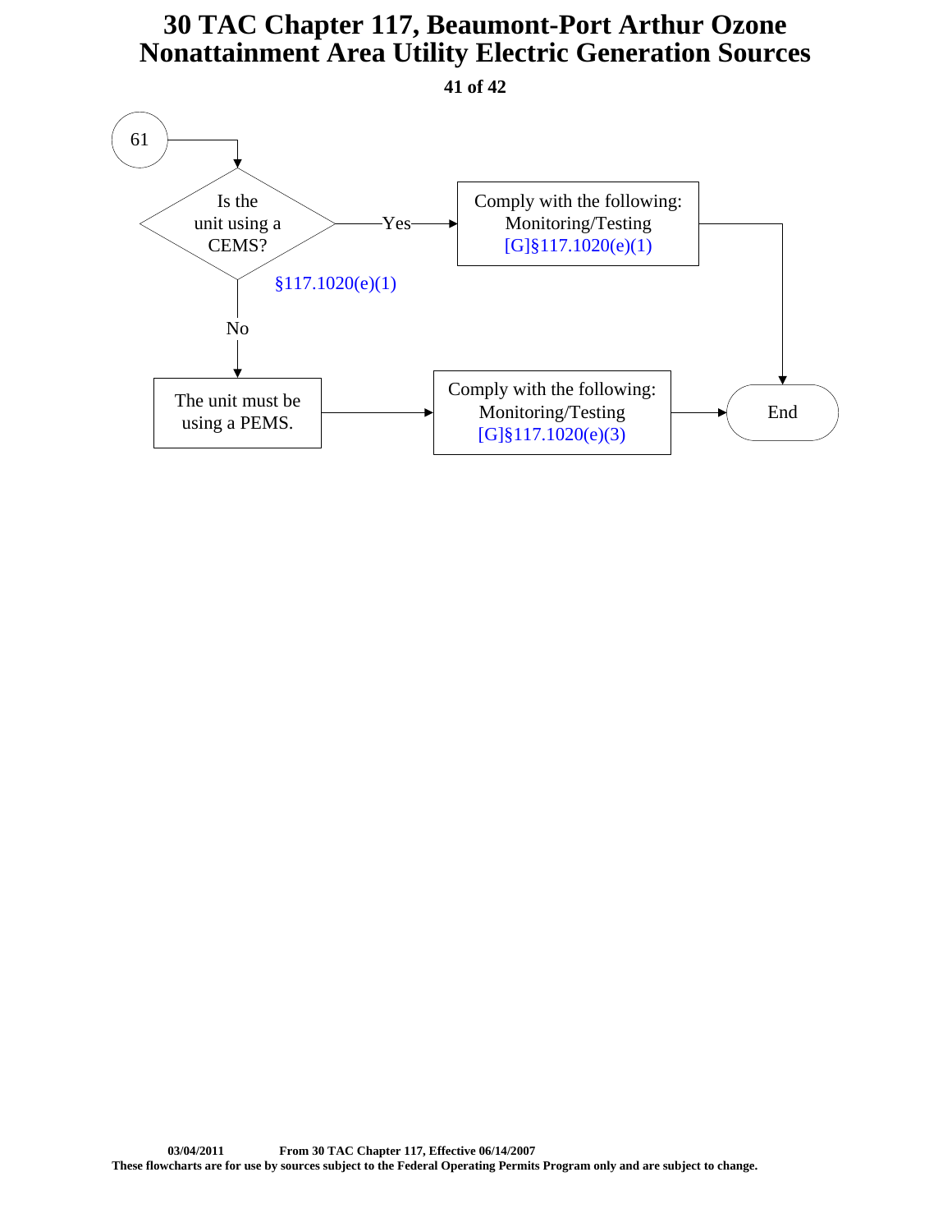# 30 TAC Chapter 117, Beaumont-Port Arthur Ozone Nonattainment Area Utility Electric Generation Sources

61

Is the unit using a CEMS?

§117.1020(e)(1)

Yes → Comply with the following: Monitoring/Testing [G]§117.1020(e)(1) → End

No → The unit must be using a PEMS. → Comply with the following: Monitoring/Testing [G]§117.1020(e)(3) → End

03/04/2011 From 30 TAC Chapter 117, Effective 06/14/2007

These flowcharts are for use by sources subject to the Federal Operating Permits Program only and are subject to change.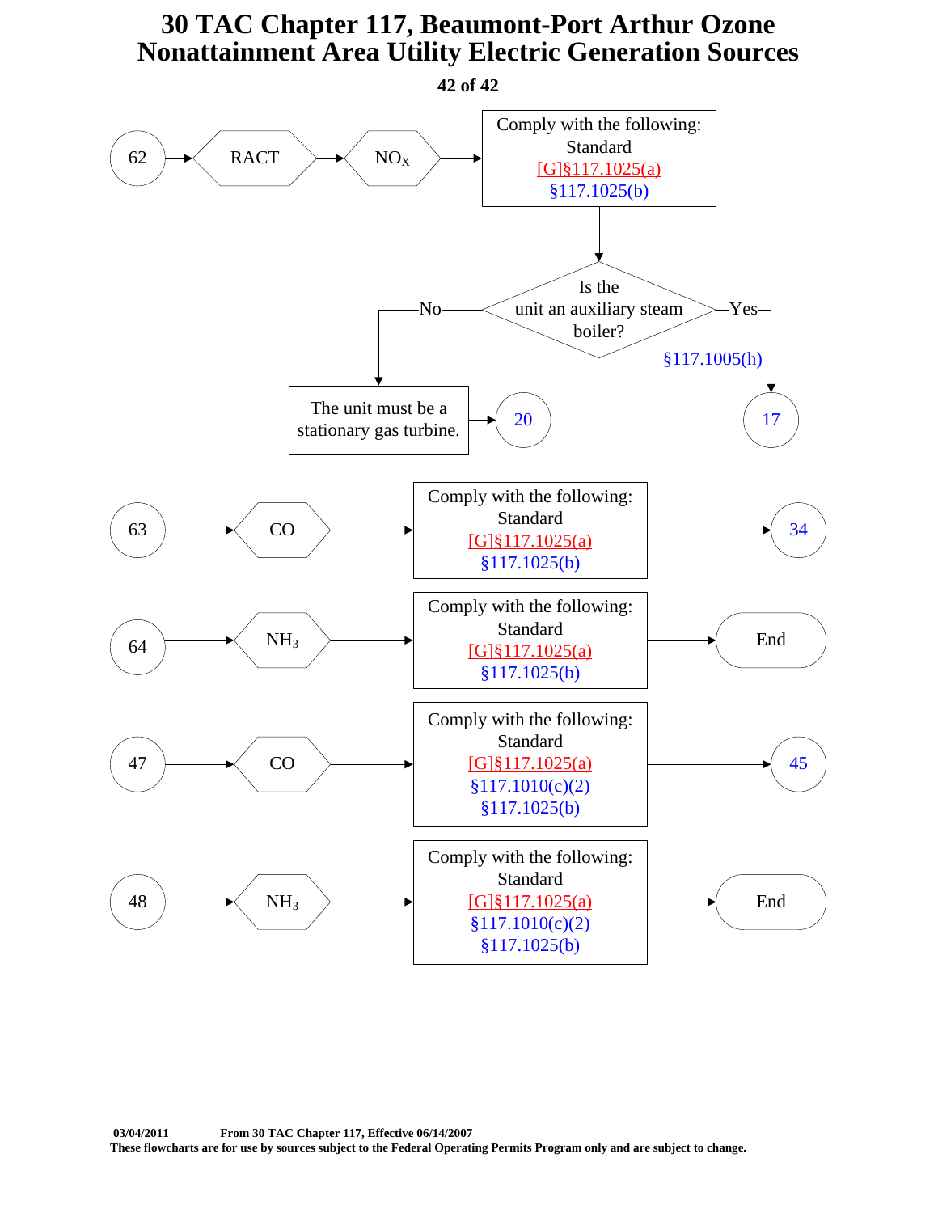# 30 TAC Chapter 117, Beaumont-Port Arthur Ozone Nonattainment Area Utility Electric Generation Sources

62 → RACT → $NO_X$ → Comply with the following:
Standard
[G]§117.1025(a)
§117.1025(b)

Is the unit an auxiliary steam boiler?
§117.1005(h)

No → The unit must be a stationary gas turbine. → 20

Yes → 17

63 → CO → Comply with the following:
Standard
[G]§117.1025(a)
§117.1025(b)
→ 34

64 → $NH_3$ → Comply with the following:
Standard
[G]§117.1025(a)
§117.1025(b)
→ End

47 → CO → Comply with the following:
Standard
[G]§117.1025(a)
§117.1010(c)(2)
§117.1025(b)
→ 45

48 → $NH_3$ → Comply with the following:
Standard
[G]§117.1025(a)
§117.1010(c)(2)
§117.1025(b)
→ End

03/04/2011 From 30 TAC Chapter 117, Effective 06/14/2007

These flowcharts are for use by sources subject to the Federal Operating Permits Program only and are subject to change.